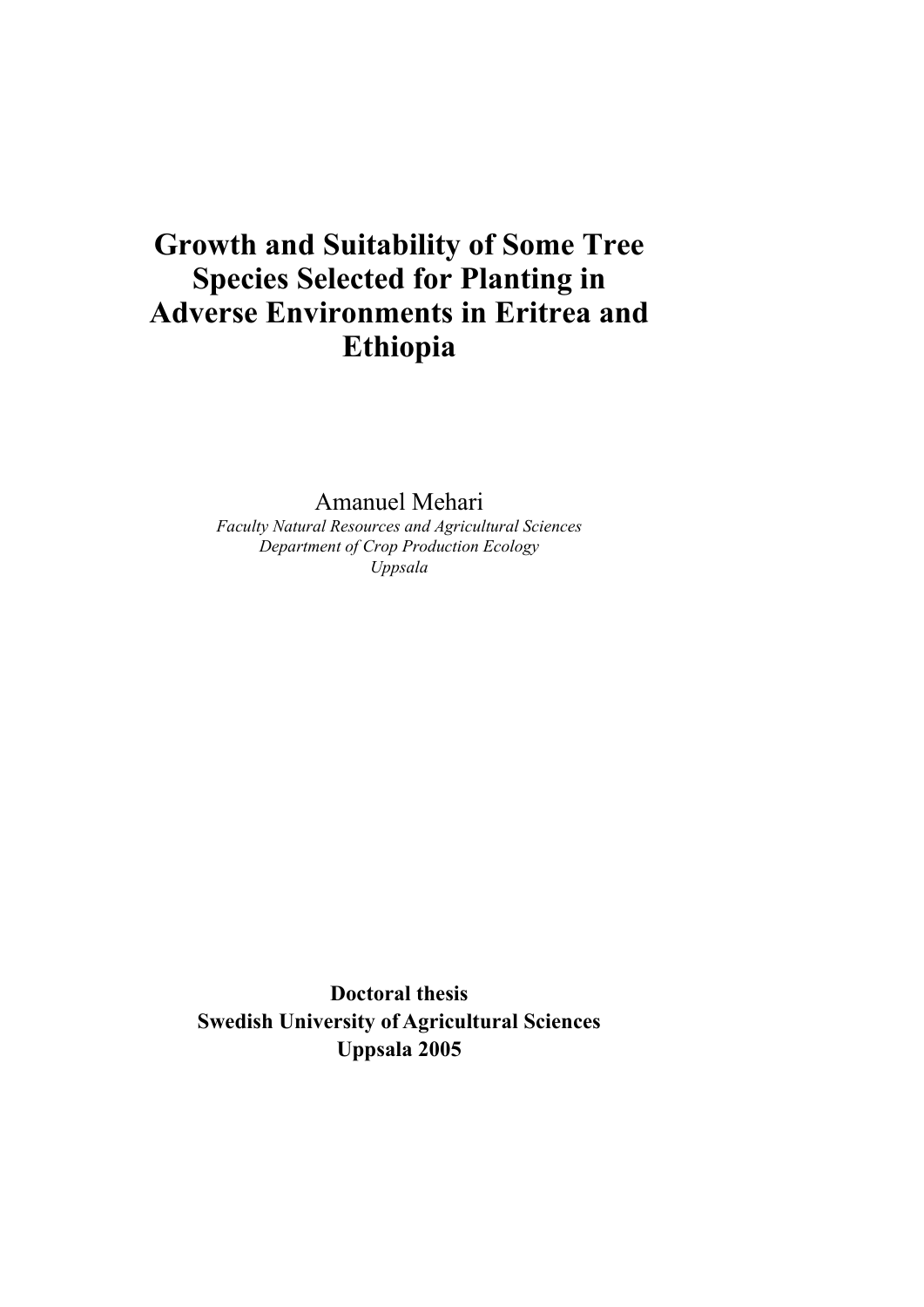# Growth and Suitability of Some Tree Species Selected for Planting in Adverse Environments in Eritrea and Ethiopia

Amanuel Mehari

*Faculty Natural Resources and Agricultural Sciences*
*Department of Crop Production Ecology*
*Uppsala*

**Doctoral thesis**
**Swedish University of Agricultural Sciences**
**Uppsala 2005**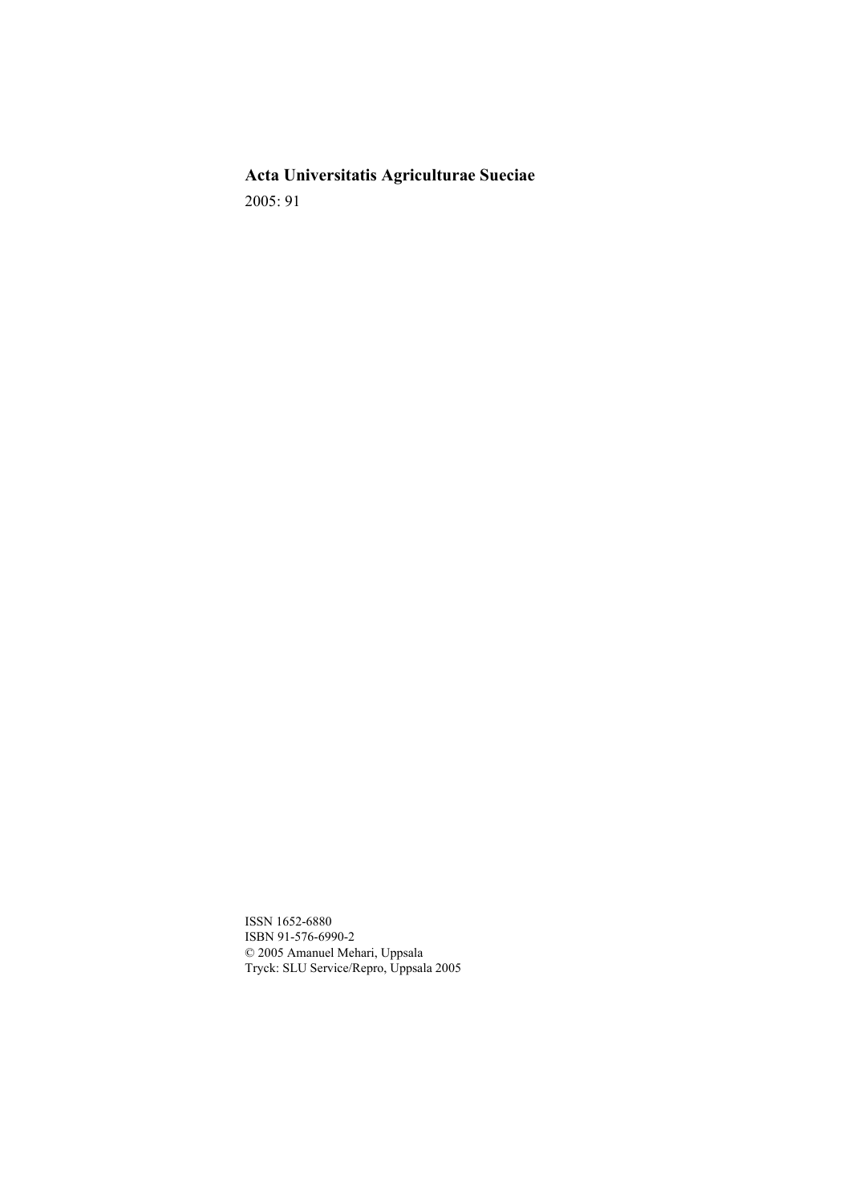**Acta Universitatis Agriculturae Sueciae**

2005: 91

ISSN 1652-6880
ISBN 91-576-6990-2
© 2005 Amanuel Mehari, Uppsala
Tryck: SLU Service/Repro, Uppsala 2005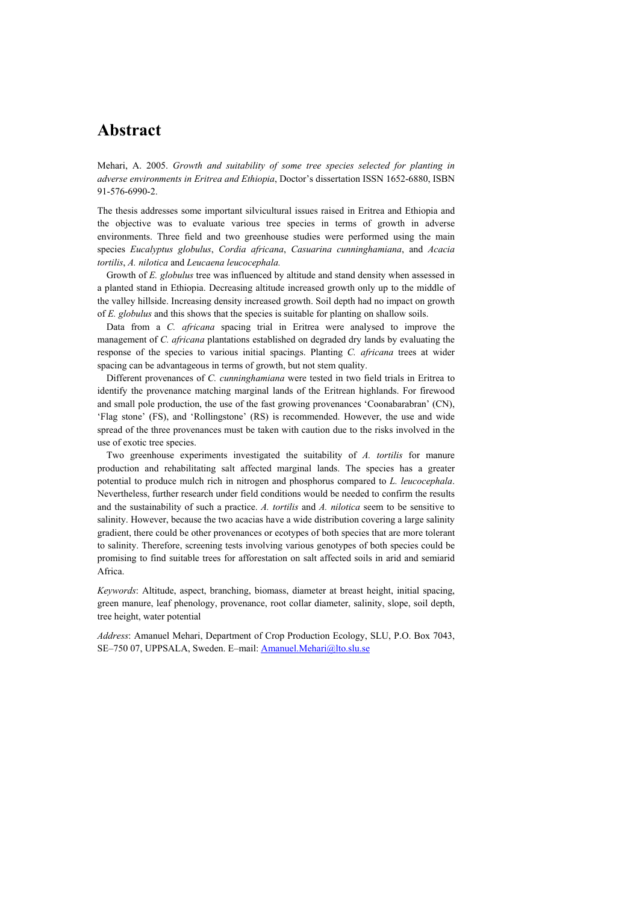# Abstract

Mehari, A. 2005. *Growth and suitability of some tree species selected for planting in adverse environments in Eritrea and Ethiopia*, Doctor's dissertation ISSN 1652-6880, ISBN 91-576-6990-2.

The thesis addresses some important silvicultural issues raised in Eritrea and Ethiopia and the objective was to evaluate various tree species in terms of growth in adverse environments. Three field and two greenhouse studies were performed using the main species *Eucalyptus globulus*, *Cordia africana*, *Casuarina cunninghamiana*, and *Acacia tortilis*, *A. nilotica* and *Leucaena leucocephala.*

Growth of *E. globulus* tree was influenced by altitude and stand density when assessed in a planted stand in Ethiopia. Decreasing altitude increased growth only up to the middle of the valley hillside. Increasing density increased growth. Soil depth had no impact on growth of *E. globulus* and this shows that the species is suitable for planting on shallow soils.

Data from a *C. africana* spacing trial in Eritrea were analysed to improve the management of *C. africana* plantations established on degraded dry lands by evaluating the response of the species to various initial spacings. Planting *C. africana* trees at wider spacing can be advantageous in terms of growth, but not stem quality.

Different provenances of *C. cunninghamiana* were tested in two field trials in Eritrea to identify the provenance matching marginal lands of the Eritrean highlands. For firewood and small pole production, the use of the fast growing provenances 'Coonabarabran' (CN), 'Flag stone' (FS), and 'Rollingstone' (RS) is recommended. However, the use and wide spread of the three provenances must be taken with caution due to the risks involved in the use of exotic tree species.

Two greenhouse experiments investigated the suitability of *A. tortilis* for manure production and rehabilitating salt affected marginal lands. The species has a greater potential to produce mulch rich in nitrogen and phosphorus compared to *L. leucocephala*. Nevertheless, further research under field conditions would be needed to confirm the results and the sustainability of such a practice. *A. tortilis* and *A. nilotica* seem to be sensitive to salinity. However, because the two acacias have a wide distribution covering a large salinity gradient, there could be other provenances or ecotypes of both species that are more tolerant to salinity. Therefore, screening tests involving various genotypes of both species could be promising to find suitable trees for afforestation on salt affected soils in arid and semiarid Africa.

*Keywords*: Altitude, aspect, branching, biomass, diameter at breast height, initial spacing, green manure, leaf phenology, provenance, root collar diameter, salinity, slope, soil depth, tree height, water potential

*Address*: Amanuel Mehari, Department of Crop Production Ecology, SLU, P.O. Box 7043, SE–750 07, UPPSALA, Sweden. E–mail: Amanuel.Mehari@lto.slu.se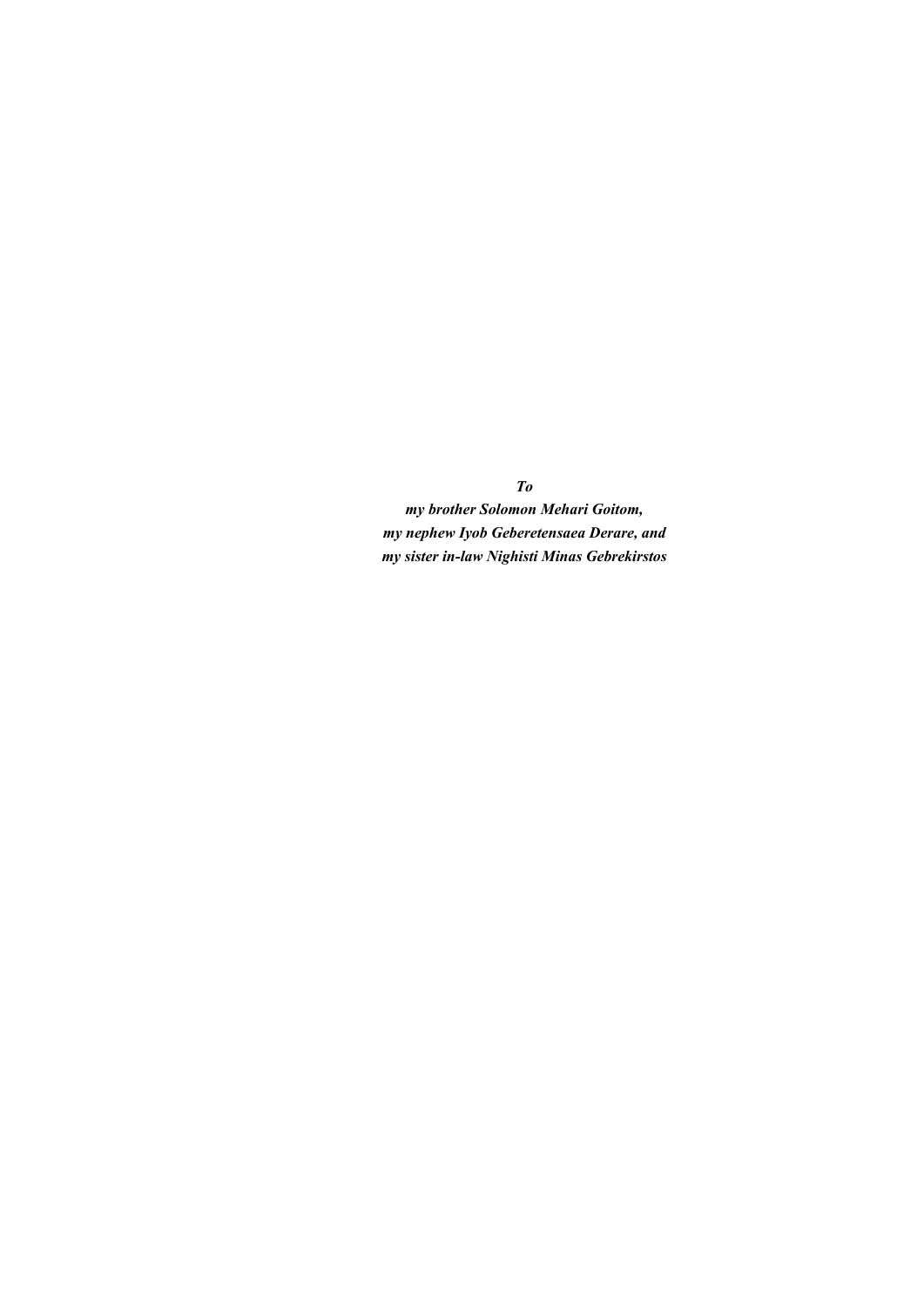***To***

***my brother Solomon Mehari Goitom,***
***my nephew Iyob Geberetensaea Derare, and***
***my sister in-law Nighisti Minas Gebrekirstos***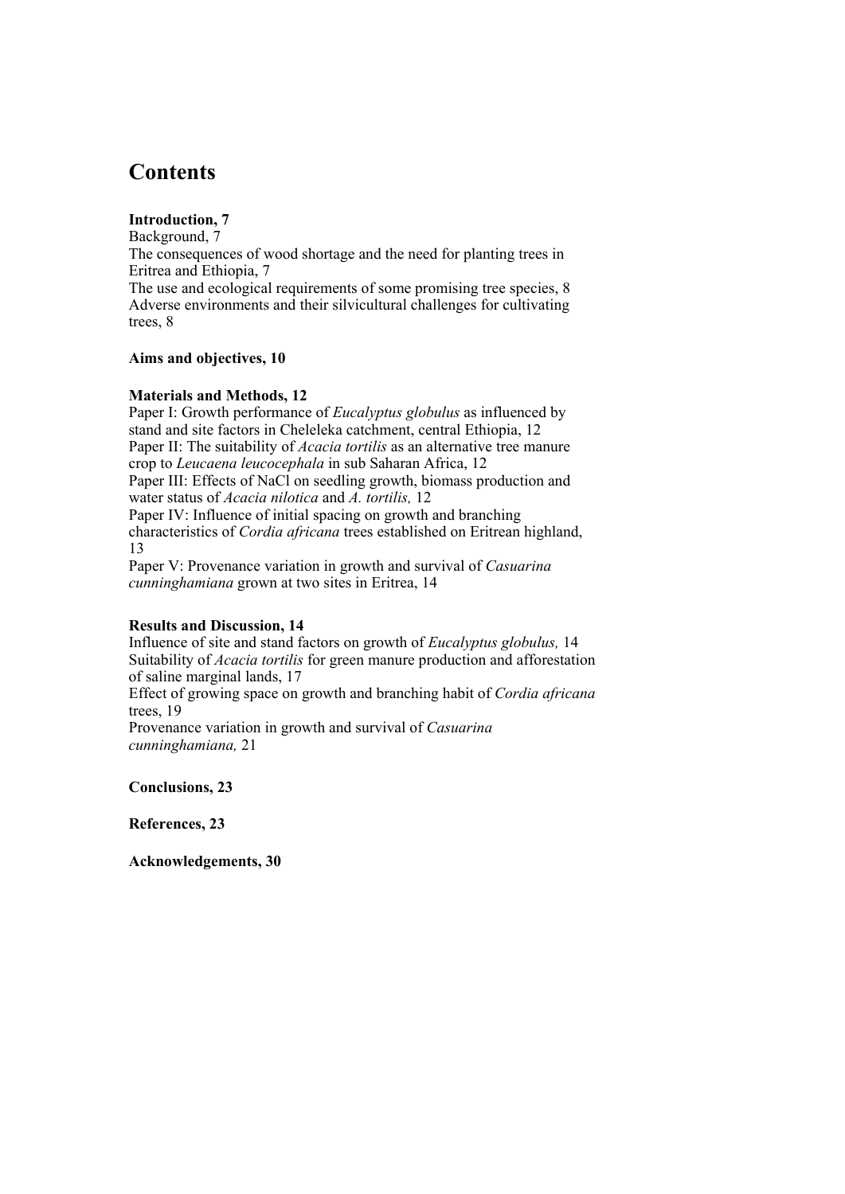# Contents

**Introduction, 7**

Background, 7

The consequences of wood shortage and the need for planting trees in Eritrea and Ethiopia, 7

The use and ecological requirements of some promising tree species, 8

Adverse environments and their silvicultural challenges for cultivating trees, 8

**Aims and objectives, 10**

**Materials and Methods, 12**

Paper I: Growth performance of *Eucalyptus globulus* as influenced by stand and site factors in Cheleleka catchment, central Ethiopia, 12

Paper II: The suitability of *Acacia tortilis* as an alternative tree manure crop to *Leucaena leucocephala* in sub Saharan Africa, 12

Paper III: Effects of NaCl on seedling growth, biomass production and water status of *Acacia nilotica* and *A. tortilis,* 12

Paper IV: Influence of initial spacing on growth and branching characteristics of *Cordia africana* trees established on Eritrean highland, 13

Paper V: Provenance variation in growth and survival of *Casuarina cunninghamiana* grown at two sites in Eritrea, 14

**Results and Discussion, 14**

Influence of site and stand factors on growth of *Eucalyptus globulus,* 14

Suitability of *Acacia tortilis* for green manure production and afforestation of saline marginal lands, 17

Effect of growing space on growth and branching habit of *Cordia africana* trees, 19

Provenance variation in growth and survival of *Casuarina cunninghamiana,* 21

**Conclusions, 23**

**References, 23**

**Acknowledgements, 30**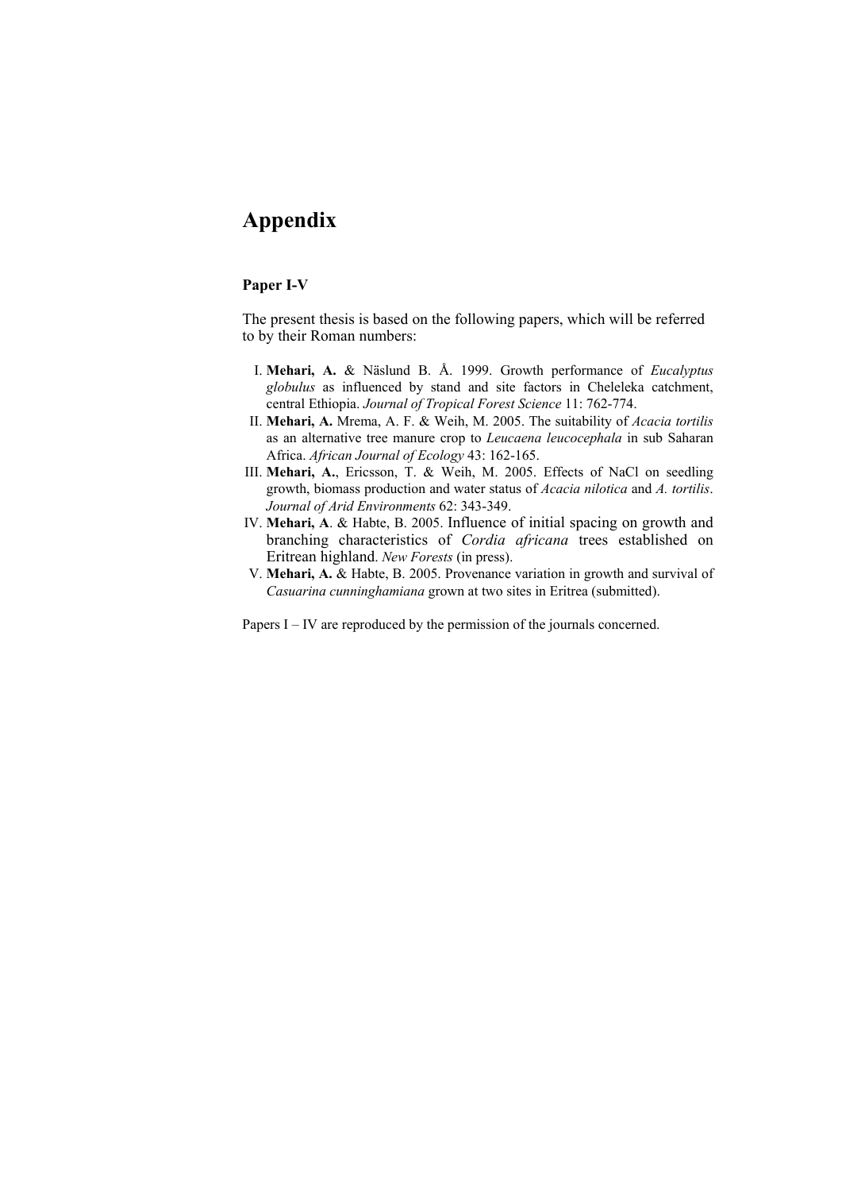# Appendix

### Paper I-V

The present thesis is based on the following papers, which will be referred to by their Roman numbers:

I. **Mehari, A.** & Näslund B. Å. 1999. Growth performance of *Eucalyptus globulus* as influenced by stand and site factors in Cheleleka catchment, central Ethiopia. *Journal of Tropical Forest Science* 11: 762-774.

II. **Mehari, A.** Mrema, A. F. & Weih, M. 2005. The suitability of *Acacia tortilis* as an alternative tree manure crop to *Leucaena leucocephala* in sub Saharan Africa. *African Journal of Ecology* 43: 162-165.

III. **Mehari, A.**, Ericsson, T. & Weih, M. 2005. Effects of NaCl on seedling growth, biomass production and water status of *Acacia nilotica* and *A. tortilis*. *Journal of Arid Environments* 62: 343-349.

IV. **Mehari, A**. & Habte, B. 2005. Influence of initial spacing on growth and branching characteristics of *Cordia africana* trees established on Eritrean highland. *New Forests* (in press).

V. **Mehari, A.** & Habte, B. 2005. Provenance variation in growth and survival of *Casuarina cunninghamiana* grown at two sites in Eritrea (submitted).

Papers I – IV are reproduced by the permission of the journals concerned.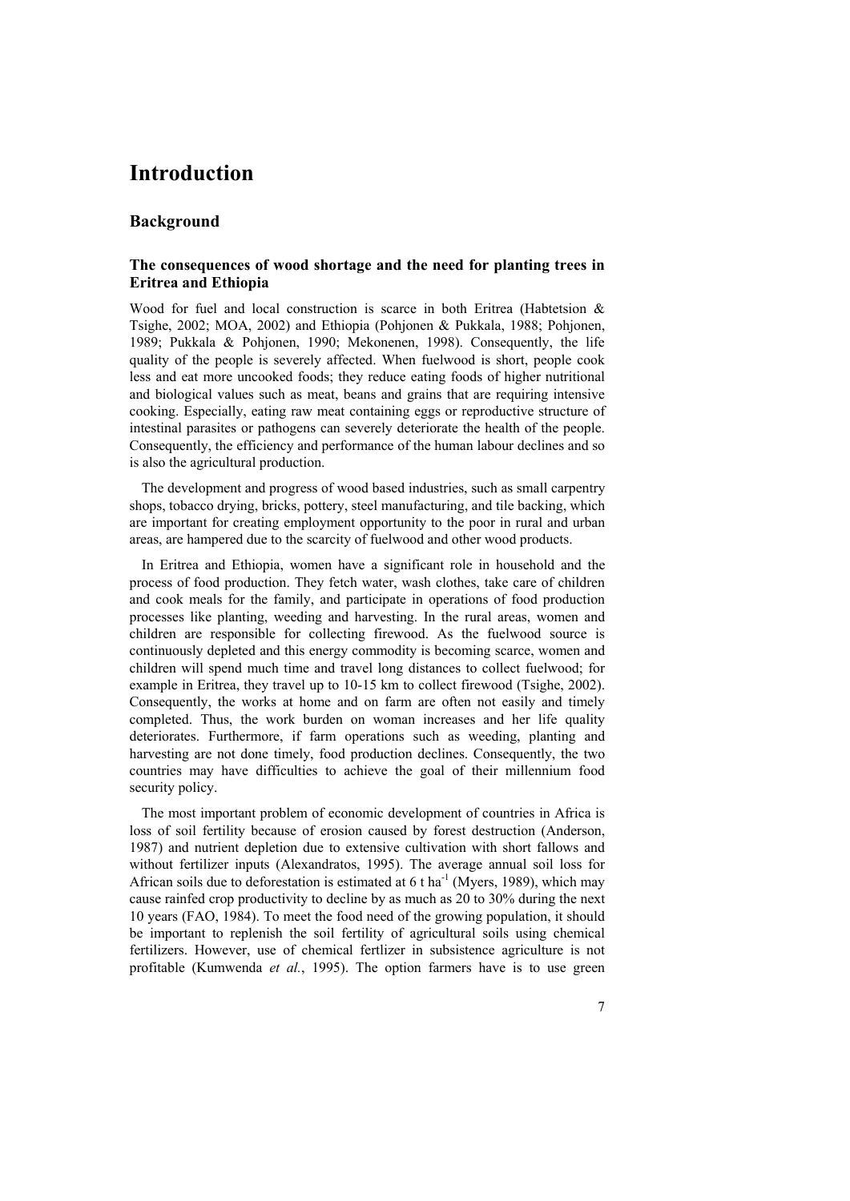# Introduction

## Background

### The consequences of wood shortage and the need for planting trees in Eritrea and Ethiopia

Wood for fuel and local construction is scarce in both Eritrea (Habtetsion & Tsighe, 2002; MOA, 2002) and Ethiopia (Pohjonen & Pukkala, 1988; Pohjonen, 1989; Pukkala & Pohjonen, 1990; Mekonenen, 1998). Consequently, the life quality of the people is severely affected. When fuelwood is short, people cook less and eat more uncooked foods; they reduce eating foods of higher nutritional and biological values such as meat, beans and grains that are requiring intensive cooking. Especially, eating raw meat containing eggs or reproductive structure of intestinal parasites or pathogens can severely deteriorate the health of the people. Consequently, the efficiency and performance of the human labour declines and so is also the agricultural production.

The development and progress of wood based industries, such as small carpentry shops, tobacco drying, bricks, pottery, steel manufacturing, and tile backing, which are important for creating employment opportunity to the poor in rural and urban areas, are hampered due to the scarcity of fuelwood and other wood products.

In Eritrea and Ethiopia, women have a significant role in household and the process of food production. They fetch water, wash clothes, take care of children and cook meals for the family, and participate in operations of food production processes like planting, weeding and harvesting. In the rural areas, women and children are responsible for collecting firewood. As the fuelwood source is continuously depleted and this energy commodity is becoming scarce, women and children will spend much time and travel long distances to collect fuelwood; for example in Eritrea, they travel up to 10-15 km to collect firewood (Tsighe, 2002). Consequently, the works at home and on farm are often not easily and timely completed. Thus, the work burden on woman increases and her life quality deteriorates. Furthermore, if farm operations such as weeding, planting and harvesting are not done timely, food production declines. Consequently, the two countries may have difficulties to achieve the goal of their millennium food security policy.

The most important problem of economic development of countries in Africa is loss of soil fertility because of erosion caused by forest destruction (Anderson, 1987) and nutrient depletion due to extensive cultivation with short fallows and without fertilizer inputs (Alexandratos, 1995). The average annual soil loss for African soils due to deforestation is estimated at 6 t $ha^{-1}$ (Myers, 1989), which may cause rainfed crop productivity to decline by as much as 20 to 30% during the next 10 years (FAO, 1984). To meet the food need of the growing population, it should be important to replenish the soil fertility of agricultural soils using chemical fertilizers. However, use of chemical fertlizer in subsistence agriculture is not profitable (Kumwenda *et al.*, 1995). The option farmers have is to use green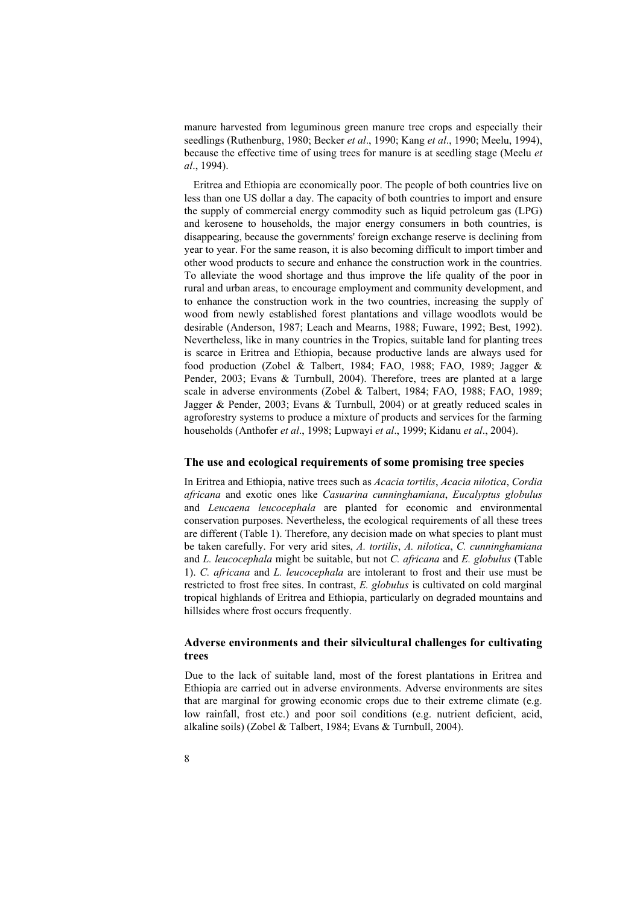manure harvested from leguminous green manure tree crops and especially their seedlings (Ruthenburg, 1980; Becker *et al*., 1990; Kang *et al*., 1990; Meelu, 1994), because the effective time of using trees for manure is at seedling stage (Meelu *et al*., 1994).

Eritrea and Ethiopia are economically poor. The people of both countries live on less than one US dollar a day. The capacity of both countries to import and ensure the supply of commercial energy commodity such as liquid petroleum gas (LPG) and kerosene to households, the major energy consumers in both countries, is disappearing, because the governments' foreign exchange reserve is declining from year to year. For the same reason, it is also becoming difficult to import timber and other wood products to secure and enhance the construction work in the countries. To alleviate the wood shortage and thus improve the life quality of the poor in rural and urban areas, to encourage employment and community development, and to enhance the construction work in the two countries, increasing the supply of wood from newly established forest plantations and village woodlots would be desirable (Anderson, 1987; Leach and Mearns, 1988; Fuware, 1992; Best, 1992). Nevertheless, like in many countries in the Tropics, suitable land for planting trees is scarce in Eritrea and Ethiopia, because productive lands are always used for food production (Zobel & Talbert, 1984; FAO, 1988; FAO, 1989; Jagger & Pender, 2003; Evans & Turnbull, 2004). Therefore, trees are planted at a large scale in adverse environments (Zobel & Talbert, 1984; FAO, 1988; FAO, 1989; Jagger & Pender, 2003; Evans & Turnbull, 2004) or at greatly reduced scales in agroforestry systems to produce a mixture of products and services for the farming households (Anthofer *et al*., 1998; Lupwayi *et al*., 1999; Kidanu *et al*., 2004).

### The use and ecological requirements of some promising tree species

In Eritrea and Ethiopia, native trees such as *Acacia tortilis*, *Acacia nilotica*, *Cordia africana* and exotic ones like *Casuarina cunninghamiana*, *Eucalyptus globulus* and *Leucaena leucocephala* are planted for economic and environmental conservation purposes. Nevertheless, the ecological requirements of all these trees are different (Table 1). Therefore, any decision made on what species to plant must be taken carefully. For very arid sites, *A. tortilis*, *A. nilotica*, *C. cunninghamiana* and *L. leucocephala* might be suitable, but not *C. africana* and *E. globulus* (Table 1). *C. africana* and *L. leucocephala* are intolerant to frost and their use must be restricted to frost free sites. In contrast, *E. globulus* is cultivated on cold marginal tropical highlands of Eritrea and Ethiopia, particularly on degraded mountains and hillsides where frost occurs frequently.

### Adverse environments and their silvicultural challenges for cultivating trees

Due to the lack of suitable land, most of the forest plantations in Eritrea and Ethiopia are carried out in adverse environments. Adverse environments are sites that are marginal for growing economic crops due to their extreme climate (e.g. low rainfall, frost etc.) and poor soil conditions (e.g. nutrient deficient, acid, alkaline soils) (Zobel & Talbert, 1984; Evans & Turnbull, 2004).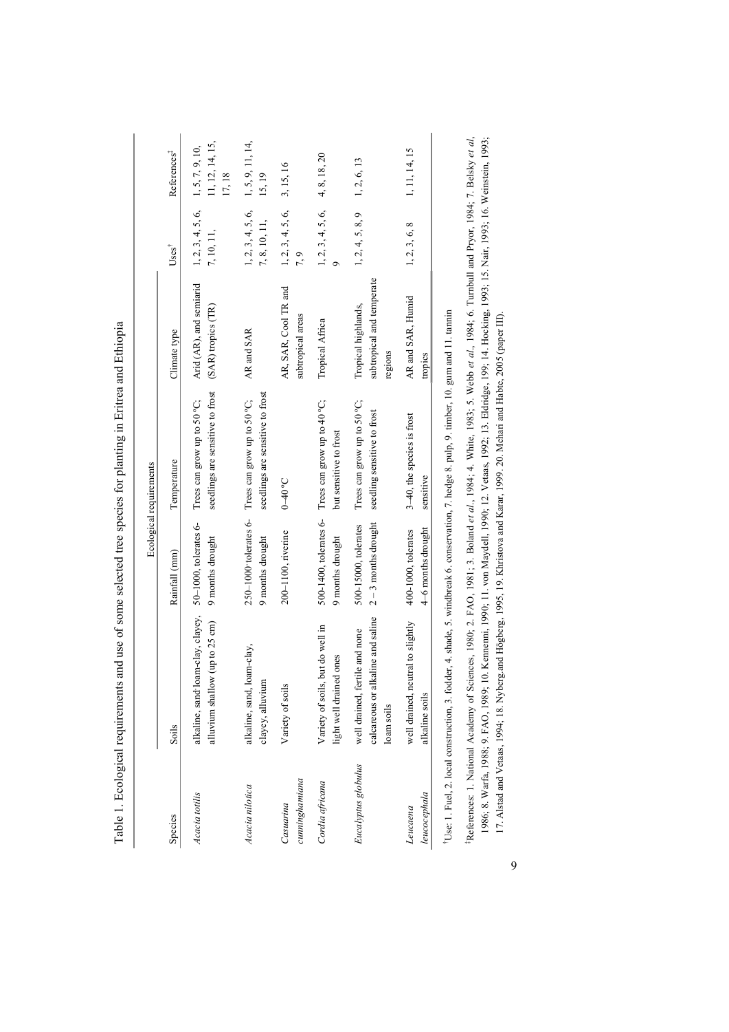Table 1. Ecological requirements and use of some selected tree species for planting in Eritrea and Ethiopia

| Species | Ecological requirements | | | | Uses† | References‡ |
|---|---|---|---|---|---|---|
| | Soils | Rainfall (mm) | Temperature | Climate type | | |
| *Acacia totilis* | alkaline, sand loam-clay, clayey, alluvium shallow (up to 25 cm) | 50–1000, tolerates 6-9 months drought | Trees can grow up to 50 °C; seedlings are sensitive to frost | Arid (AR), and semiarid (SAR) tropics (TR) | 1, 2, 3, 4, 5, 6, 7, 10, 11, | 1, 5, 7, 9, 10, 11, 12, 14, 15, 17, 18 |
| *Acacia nilotica* | alkaline, sand, loam-clay, clayey, alluvium | 250–1000 tolerates 6-9 months drought | Trees can grow up to 50 °C; seedlings are sensitive to frost | AR and SAR | 1, 2, 3, 4, 5, 6, 7, 8, 10, 11, | 1, 5, 9, 11, 14, 15, 19 |
| *Casuarina cunninghamiana* | Variety of soils | 200–1100, riverine | 0–40 °C | AR, SAR, Cool TR and subtropical areas | 1, 2, 3, 4, 5, 6, 7, 9 | 3, 15, 16 |
| *Cordia africana* | Variety of soils, but do well in light well drained ones | 500-1400, tolerates 6-9 months drought | Trees can grow up to 40 °C; but sensitive to frost | Tropical Africa | 1, 2, 3, 4, 5, 6, 9 | 4, 8, 18, 20 |
| *Eucalyptus globulus* | well drained, fertile and none calcareous or alkaline and saline loam soils | 500-15000, tolerates 2 – 3 months drought | Trees can grow up to 50 °C; seedling sensitive to frost | Tropical highlands, subtropical and temperate regions | 1, 2, 4, 5, 8, 9 | 1, 2, 6, 13 |
| *Leucaena leucocephala* | well drained, neutral to slightly alkaline soils | 400-1000, tolerates 4–6 months drought | 3–40, the species is frost sensitive | AR and SAR, Humid tropics | 1, 2, 3, 6, 8 | 1, 11, 14, 15 |

†Use: 1. Fuel, 2. local construction, 3. fodder, 4. shade, 5. windbreak 6. conservation, 7. hedge 8. pulp, 9. timber, 10. gum and 11. tannin

‡References: 1. National Academy of Sciences, 1980; 2. FAO, 1981; 3. Boland *et al.*, 1984; 4. White, 1983; 5. Webb *et al.*, 1984; 6. Turnbull and Pryor, 1984; 7. Belsky *et al*, 1986; 8. Warfa, 1988; 9. FAO, 1989; 10. Kemenni, 1990; 11. von Maydell, 1990; 12. Vetaas, 1992; 13. Eldridge, 199; 14. Hocking, 1993; 15. Nair, 1993; 16. Weinstein, 1993; 17. Alstad and Vetaas, 1994; 18. Nyberg and Högberg, 1995; 19. Khristova and Karar, 1999. 20. Mehari and Habte, 2005 (paper III).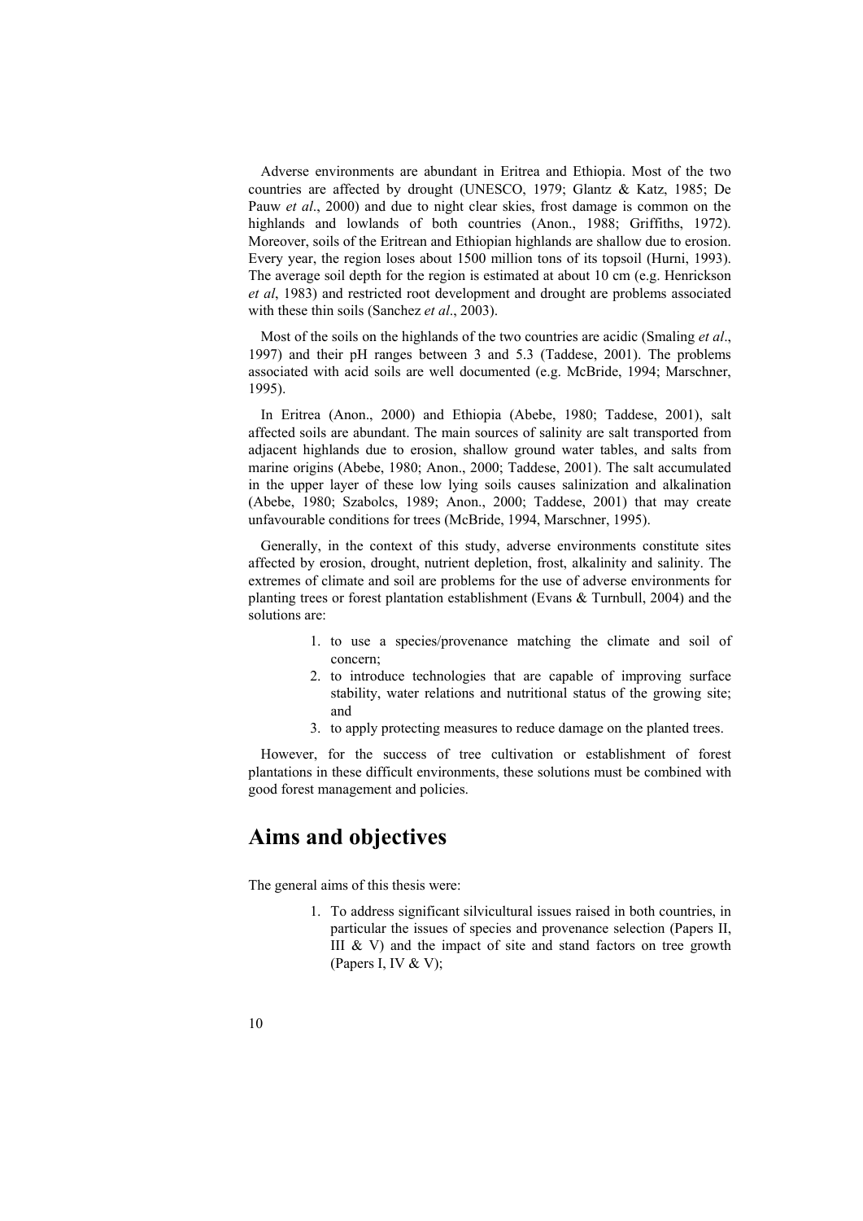Adverse environments are abundant in Eritrea and Ethiopia. Most of the two countries are affected by drought (UNESCO, 1979; Glantz & Katz, 1985; De Pauw *et al*., 2000) and due to night clear skies, frost damage is common on the highlands and lowlands of both countries (Anon., 1988; Griffiths, 1972). Moreover, soils of the Eritrean and Ethiopian highlands are shallow due to erosion. Every year, the region loses about 1500 million tons of its topsoil (Hurni, 1993). The average soil depth for the region is estimated at about 10 cm (e.g. Henrickson *et al*, 1983) and restricted root development and drought are problems associated with these thin soils (Sanchez *et al*., 2003).

Most of the soils on the highlands of the two countries are acidic (Smaling *et al*., 1997) and their pH ranges between 3 and 5.3 (Taddese, 2001). The problems associated with acid soils are well documented (e.g. McBride, 1994; Marschner, 1995).

In Eritrea (Anon., 2000) and Ethiopia (Abebe, 1980; Taddese, 2001), salt affected soils are abundant. The main sources of salinity are salt transported from adjacent highlands due to erosion, shallow ground water tables, and salts from marine origins (Abebe, 1980; Anon., 2000; Taddese, 2001). The salt accumulated in the upper layer of these low lying soils causes salinization and alkalination (Abebe, 1980; Szabolcs, 1989; Anon., 2000; Taddese, 2001) that may create unfavourable conditions for trees (McBride, 1994, Marschner, 1995).

Generally, in the context of this study, adverse environments constitute sites affected by erosion, drought, nutrient depletion, frost, alkalinity and salinity. The extremes of climate and soil are problems for the use of adverse environments for planting trees or forest plantation establishment (Evans & Turnbull, 2004) and the solutions are:

1. to use a species/provenance matching the climate and soil of concern;
2. to introduce technologies that are capable of improving surface stability, water relations and nutritional status of the growing site; and
3. to apply protecting measures to reduce damage on the planted trees.

However, for the success of tree cultivation or establishment of forest plantations in these difficult environments, these solutions must be combined with good forest management and policies.

# Aims and objectives

The general aims of this thesis were:

1. To address significant silvicultural issues raised in both countries, in particular the issues of species and provenance selection (Papers II, III & V) and the impact of site and stand factors on tree growth (Papers I, IV & V);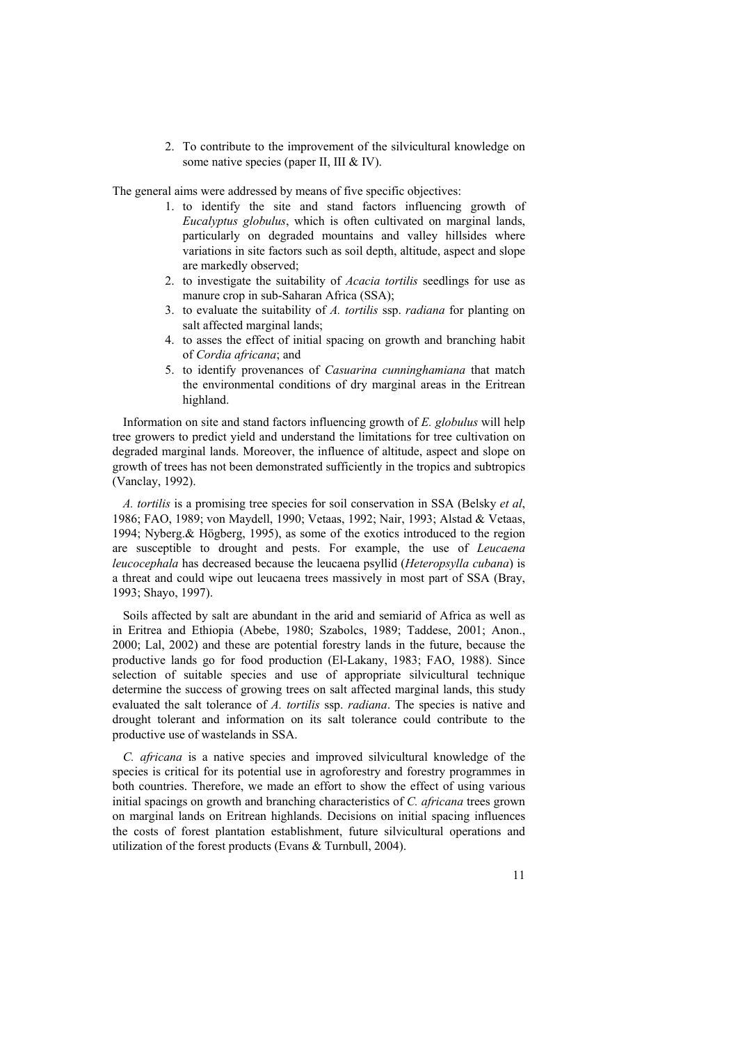2. To contribute to the improvement of the silvicultural knowledge on some native species (paper II, III & IV).

The general aims were addressed by means of five specific objectives:

1. to identify the site and stand factors influencing growth of *Eucalyptus globulus*, which is often cultivated on marginal lands, particularly on degraded mountains and valley hillsides where variations in site factors such as soil depth, altitude, aspect and slope are markedly observed;
2. to investigate the suitability of *Acacia tortilis* seedlings for use as manure crop in sub-Saharan Africa (SSA);
3. to evaluate the suitability of *A. tortilis* ssp. *radiana* for planting on salt affected marginal lands;
4. to asses the effect of initial spacing on growth and branching habit of *Cordia africana*; and
5. to identify provenances of *Casuarina cunninghamiana* that match the environmental conditions of dry marginal areas in the Eritrean highland.

Information on site and stand factors influencing growth of *E. globulus* will help tree growers to predict yield and understand the limitations for tree cultivation on degraded marginal lands. Moreover, the influence of altitude, aspect and slope on growth of trees has not been demonstrated sufficiently in the tropics and subtropics (Vanclay, 1992).

*A. tortilis* is a promising tree species for soil conservation in SSA (Belsky *et al*, 1986; FAO, 1989; von Maydell, 1990; Vetaas, 1992; Nair, 1993; Alstad & Vetaas, 1994; Nyberg.& Högberg, 1995), as some of the exotics introduced to the region are susceptible to drought and pests. For example, the use of *Leucaena leucocephala* has decreased because the leucaena psyllid (*Heteropsylla cubana*) is a threat and could wipe out leucaena trees massively in most part of SSA (Bray, 1993; Shayo, 1997).

Soils affected by salt are abundant in the arid and semiarid of Africa as well as in Eritrea and Ethiopia (Abebe, 1980; Szabolcs, 1989; Taddese, 2001; Anon., 2000; Lal, 2002) and these are potential forestry lands in the future, because the productive lands go for food production (El-Lakany, 1983; FAO, 1988). Since selection of suitable species and use of appropriate silvicultural technique determine the success of growing trees on salt affected marginal lands, this study evaluated the salt tolerance of *A. tortilis* ssp. *radiana*. The species is native and drought tolerant and information on its salt tolerance could contribute to the productive use of wastelands in SSA.

*C. africana* is a native species and improved silvicultural knowledge of the species is critical for its potential use in agroforestry and forestry programmes in both countries. Therefore, we made an effort to show the effect of using various initial spacings on growth and branching characteristics of *C. africana* trees grown on marginal lands on Eritrean highlands. Decisions on initial spacing influences the costs of forest plantation establishment, future silvicultural operations and utilization of the forest products (Evans & Turnbull, 2004).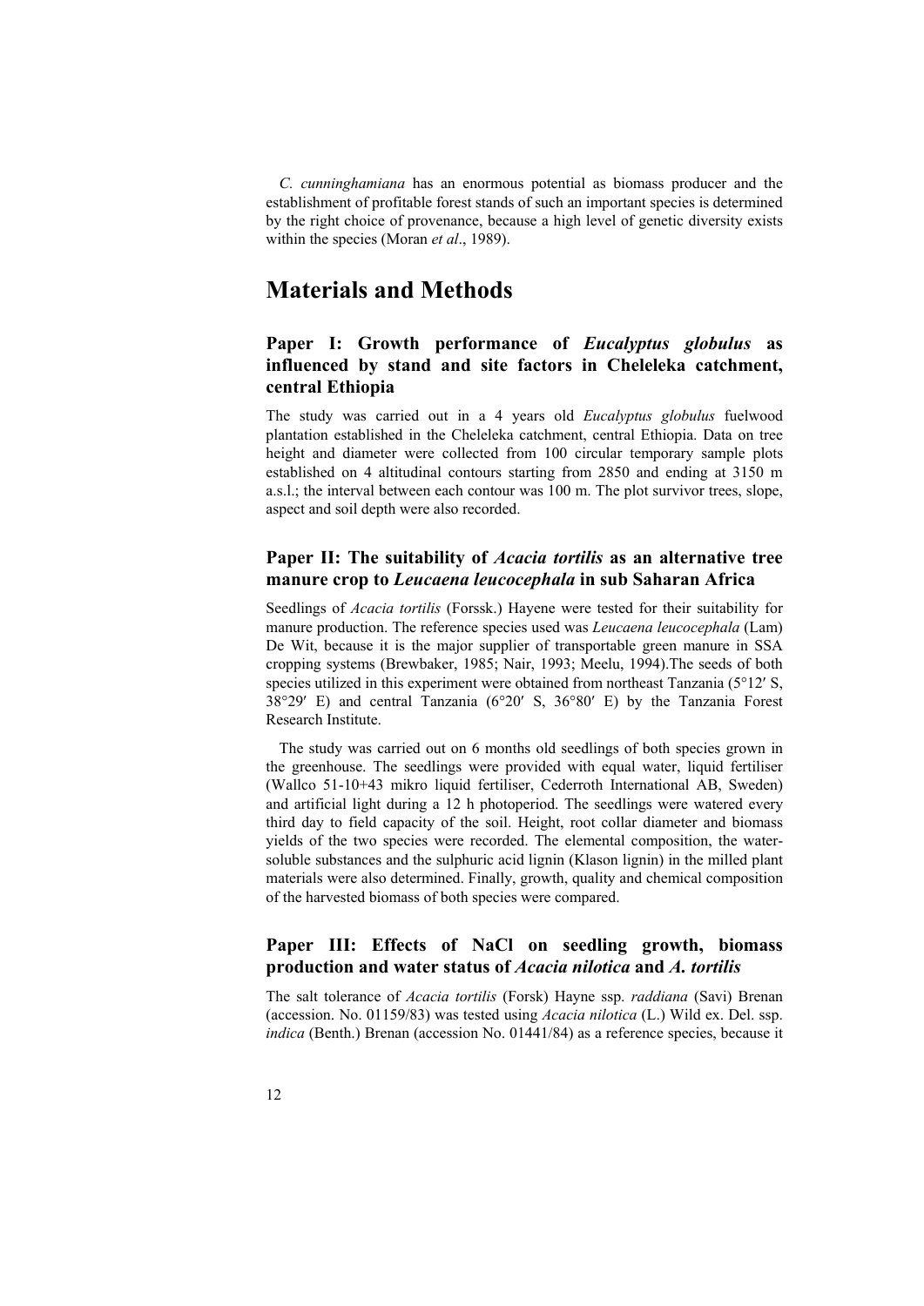*C. cunninghamiana* has an enormous potential as biomass producer and the establishment of profitable forest stands of such an important species is determined by the right choice of provenance, because a high level of genetic diversity exists within the species (Moran *et al*., 1989).

# Materials and Methods

## Paper I: Growth performance of *Eucalyptus globulus* as influenced by stand and site factors in Cheleleka catchment, central Ethiopia

The study was carried out in a 4 years old *Eucalyptus globulus* fuelwood plantation established in the Cheleleka catchment, central Ethiopia. Data on tree height and diameter were collected from 100 circular temporary sample plots established on 4 altitudinal contours starting from 2850 and ending at 3150 m a.s.l.; the interval between each contour was 100 m. The plot survivor trees, slope, aspect and soil depth were also recorded.

## Paper II: The suitability of *Acacia tortilis* as an alternative tree manure crop to *Leucaena leucocephala* in sub Saharan Africa

Seedlings of *Acacia tortilis* (Forssk.) Hayene were tested for their suitability for manure production. The reference species used was *Leucaena leucocephala* (Lam) De Wit, because it is the major supplier of transportable green manure in SSA cropping systems (Brewbaker, 1985; Nair, 1993; Meelu, 1994).The seeds of both species utilized in this experiment were obtained from northeast Tanzania (5°12′ S, 38°29′ E) and central Tanzania (6°20′ S, 36°80′ E) by the Tanzania Forest Research Institute.

The study was carried out on 6 months old seedlings of both species grown in the greenhouse. The seedlings were provided with equal water, liquid fertiliser (Wallco 51-10+43 mikro liquid fertiliser, Cederroth International AB, Sweden) and artificial light during a 12 h photoperiod. The seedlings were watered every third day to field capacity of the soil. Height, root collar diameter and biomass yields of the two species were recorded. The elemental composition, the water-soluble substances and the sulphuric acid lignin (Klason lignin) in the milled plant materials were also determined. Finally, growth, quality and chemical composition of the harvested biomass of both species were compared.

## Paper III: Effects of NaCl on seedling growth, biomass production and water status of *Acacia nilotica* and *A. tortilis*

The salt tolerance of *Acacia tortilis* (Forsk) Hayne ssp. *raddiana* (Savi) Brenan (accession. No. 01159/83) was tested using *Acacia nilotica* (L.) Wild ex. Del. ssp. *indica* (Benth.) Brenan (accession No. 01441/84) as a reference species, because it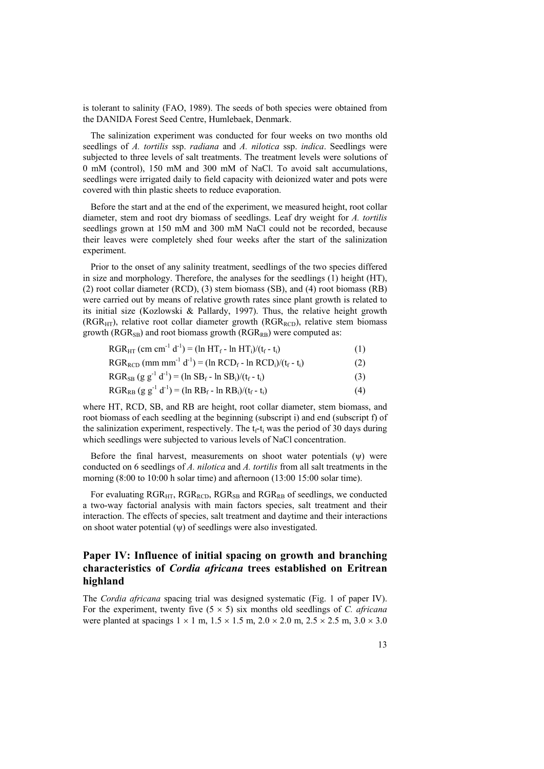is tolerant to salinity (FAO, 1989). The seeds of both species were obtained from the DANIDA Forest Seed Centre, Humlebaek, Denmark.

The salinization experiment was conducted for four weeks on two months old seedlings of *A. tortilis* ssp. *radiana* and *A. nilotica* ssp. *indica*. Seedlings were subjected to three levels of salt treatments. The treatment levels were solutions of 0 mM (control), 150 mM and 300 mM of NaCl. To avoid salt accumulations, seedlings were irrigated daily to field capacity with deionized water and pots were covered with thin plastic sheets to reduce evaporation.

Before the start and at the end of the experiment, we measured height, root collar diameter, stem and root dry biomass of seedlings. Leaf dry weight for *A. tortilis* seedlings grown at 150 mM and 300 mM NaCl could not be recorded, because their leaves were completely shed four weeks after the start of the salinization experiment.

Prior to the onset of any salinity treatment, seedlings of the two species differed in size and morphology. Therefore, the analyses for the seedlings (1) height (HT), (2) root collar diameter (RCD), (3) stem biomass (SB), and (4) root biomass (RB) were carried out by means of relative growth rates since plant growth is related to its initial size (Kozlowski & Pallardy, 1997). Thus, the relative height growth ($RGR_{HT}$), relative root collar diameter growth ($RGR_{RCD}$), relative stem biomass growth ($RGR_{SB}$) and root biomass growth ($RGR_{RB}$) were computed as:

$$RGR_{HT}\ (\text{cm cm}^{-1}\ \text{d}^{-1}) = (\ln HT_f - \ln HT_i)/(t_f - t_i) \qquad (1)$$

$$RGR_{RCD}\ (\text{mm mm}^{-1}\ \text{d}^{-1}) = (\ln RCD_f - \ln RCD_i)/(t_f - t_i) \qquad (2)$$

$$RGR_{SB}\ (\text{g g}^{-1}\ \text{d}^{-1}) = (\ln SB_f - \ln SB_i)/(t_f - t_i) \qquad (3)$$

$$RGR_{RB}\ (\text{g g}^{-1}\ \text{d}^{-1}) = (\ln RB_f - \ln RB_i)/(t_f - t_i) \qquad (4)$$

where HT, RCD, SB, and RB are height, root collar diameter, stem biomass, and root biomass of each seedling at the beginning (subscript i) and end (subscript f) of the salinization experiment, respectively. The $t_f$-$t_i$ was the period of 30 days during which seedlings were subjected to various levels of NaCl concentration.

Before the final harvest, measurements on shoot water potentials ($\psi$) were conducted on 6 seedlings of *A. nilotica* and *A. tortilis* from all salt treatments in the morning (8:00 to 10:00 h solar time) and afternoon (13:00 15:00 solar time).

For evaluating $RGR_{HT}$, $RGR_{RCD}$, $RGR_{SB}$ and $RGR_{RB}$ of seedlings, we conducted a two-way factorial analysis with main factors species, salt treatment and their interaction. The effects of species, salt treatment and daytime and their interactions on shoot water potential ($\psi$) of seedlings were also investigated.

## Paper IV: Influence of initial spacing on growth and branching characteristics of *Cordia africana* trees established on Eritrean highland

The *Cordia africana* spacing trial was designed systematic (Fig. 1 of paper IV). For the experiment, twenty five (5 × 5) six months old seedlings of *C. africana* were planted at spacings 1 × 1 m, 1.5 × 1.5 m, 2.0 × 2.0 m, 2.5 × 2.5 m, 3.0 × 3.0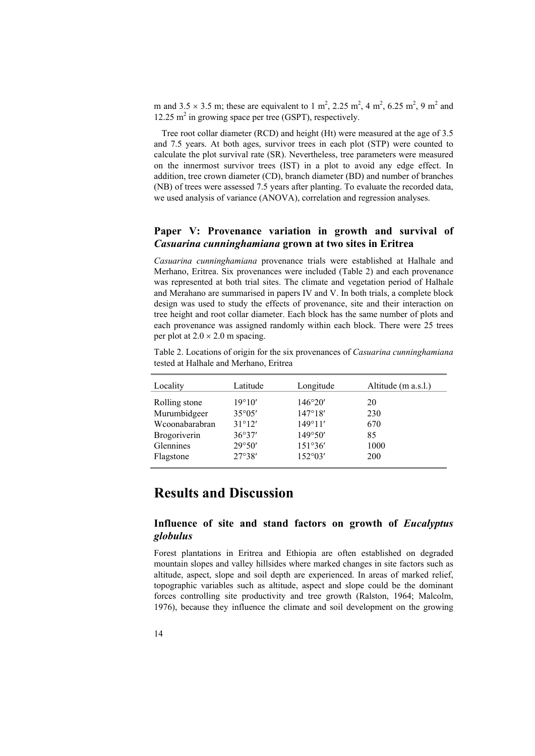m and $3.5 \times 3.5$ m; these are equivalent to 1 $m^2$, 2.25 $m^2$, 4 $m^2$, 6.25 $m^2$, 9 $m^2$ and 12.25 $m^2$ in growing space per tree (GSPT), respectively.

Tree root collar diameter (RCD) and height (Ht) were measured at the age of 3.5 and 7.5 years. At both ages, survivor trees in each plot (STP) were counted to calculate the plot survival rate (SR). Nevertheless, tree parameters were measured on the innermost survivor trees (IST) in a plot to avoid any edge effect. In addition, tree crown diameter (CD), branch diameter (BD) and number of branches (NB) of trees were assessed 7.5 years after planting. To evaluate the recorded data, we used analysis of variance (ANOVA), correlation and regression analyses.

### Paper V: Provenance variation in growth and survival of *Casuarina cunninghamiana* grown at two sites in Eritrea

*Casuarina cunninghamiana* provenance trials were established at Halhale and Merhano, Eritrea. Six provenances were included (Table 2) and each provenance was represented at both trial sites. The climate and vegetation period of Halhale and Merahano are summarised in papers IV and V. In both trials, a complete block design was used to study the effects of provenance, site and their interaction on tree height and root collar diameter. Each block has the same number of plots and each provenance was assigned randomly within each block. There were 25 trees per plot at $2.0 \times 2.0$ m spacing.

Table 2. Locations of origin for the six provenances of *Casuarina cunninghamiana* tested at Halhale and Merhano, Eritrea

| Locality | Latitude | Longitude | Altitude (m a.s.l.) |
|---|---|---|---|
| Rolling stone | 19°10′ | 146°20′ | 20 |
| Murumbidgeer | 35°05′ | 147°18′ | 230 |
| Wcoonabarabran | 31°12′ | 149°11′ | 670 |
| Brogoriverin | 36°37′ | 149°50′ | 85 |
| Glennines | 29°50′ | 151°36′ | 1000 |
| Flagstone | 27°38′ | 152°03′ | 200 |

# Results and Discussion

### Influence of site and stand factors on growth of *Eucalyptus globulus*

Forest plantations in Eritrea and Ethiopia are often established on degraded mountain slopes and valley hillsides where marked changes in site factors such as altitude, aspect, slope and soil depth are experienced. In areas of marked relief, topographic variables such as altitude, aspect and slope could be the dominant forces controlling site productivity and tree growth (Ralston, 1964; Malcolm, 1976), because they influence the climate and soil development on the growing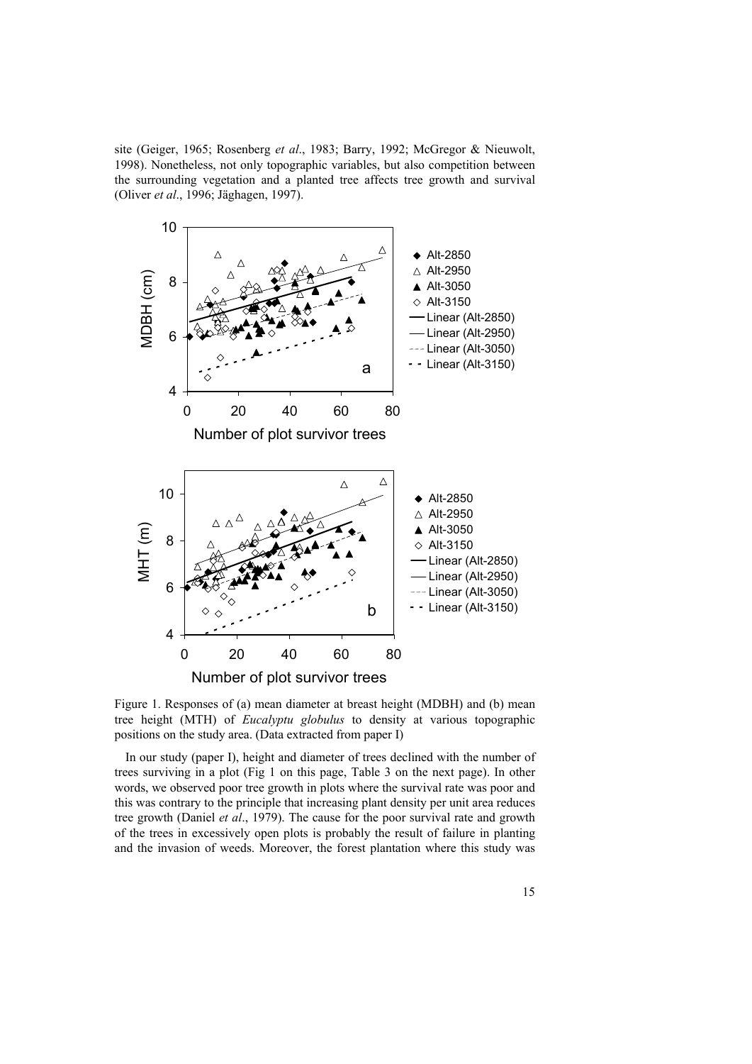site (Geiger, 1965; Rosenberg *et al*., 1983; Barry, 1992; McGregor & Nieuwolt, 1998). Nonetheless, not only topographic variables, but also competition between the surrounding vegetation and a planted tree affects tree growth and survival (Oliver *et al*., 1996; Jäghagen, 1997).

Figure 1. Responses of (a) mean diameter at breast height (MDBH) and (b) mean tree height (MTH) of *Eucalyptu globulus* to density at various topographic positions on the study area. (Data extracted from paper I)

In our study (paper I), height and diameter of trees declined with the number of trees surviving in a plot (Fig 1 on this page, Table 3 on the next page). In other words, we observed poor tree growth in plots where the survival rate was poor and this was contrary to the principle that increasing plant density per unit area reduces tree growth (Daniel *et al*., 1979). The cause for the poor survival rate and growth of the trees in excessively open plots is probably the result of failure in planting and the invasion of weeds. Moreover, the forest plantation where this study was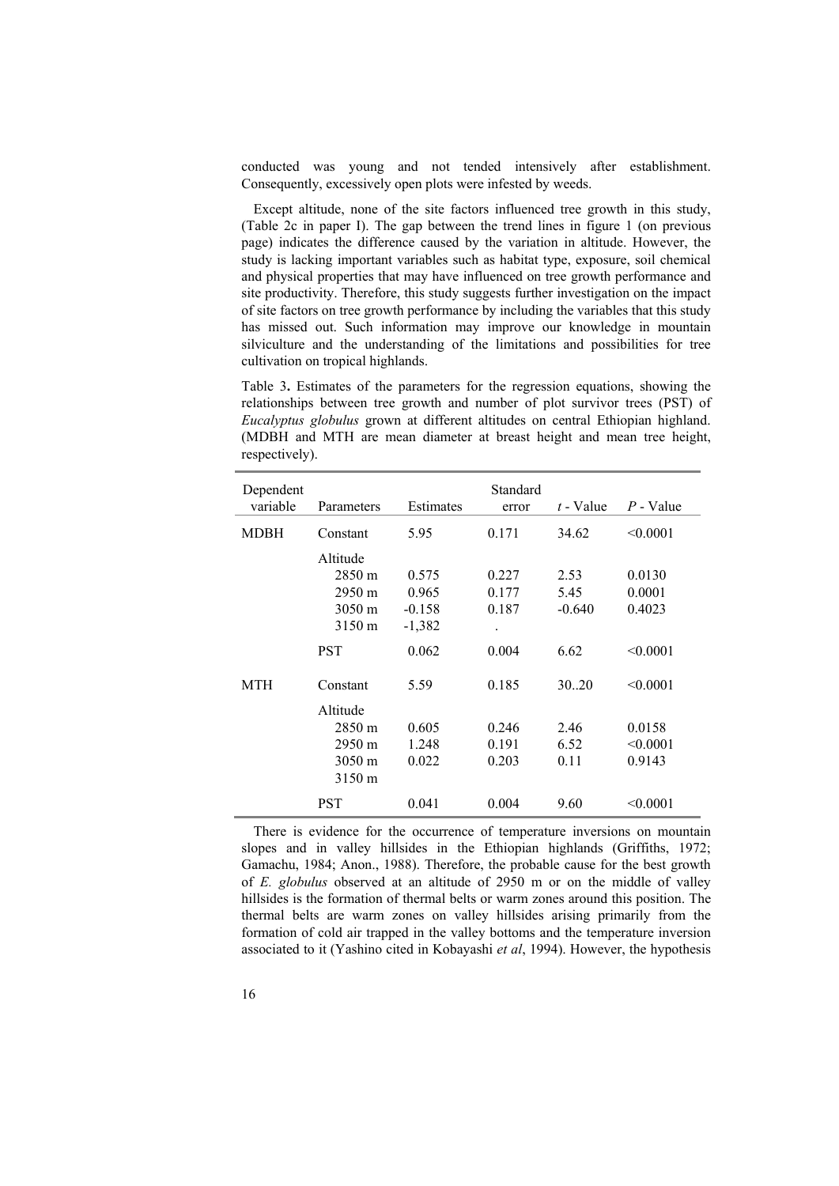conducted was young and not tended intensively after establishment. Consequently, excessively open plots were infested by weeds.

Except altitude, none of the site factors influenced tree growth in this study, (Table 2c in paper I). The gap between the trend lines in figure 1 (on previous page) indicates the difference caused by the variation in altitude. However, the study is lacking important variables such as habitat type, exposure, soil chemical and physical properties that may have influenced on tree growth performance and site productivity. Therefore, this study suggests further investigation on the impact of site factors on tree growth performance by including the variables that this study has missed out. Such information may improve our knowledge in mountain silviculture and the understanding of the limitations and possibilities for tree cultivation on tropical highlands.

Table 3**.** Estimates of the parameters for the regression equations, showing the relationships between tree growth and number of plot survivor trees (PST) of *Eucalyptus globulus* grown at different altitudes on central Ethiopian highland. (MDBH and MTH are mean diameter at breast height and mean tree height, respectively).

| Dependent variable | Parameters | Estimates | Standard error | *t* - Value | *P* - Value |
|---|---|---|---|---|---|
| MDBH | Constant | 5.95 | 0.171 | 34.62 | <0.0001 |
| | Altitude | | | | |
| | 2850 m | 0.575 | 0.227 | 2.53 | 0.0130 |
| | 2950 m | 0.965 | 0.177 | 5.45 | 0.0001 |
| | 3050 m | -0.158 | 0.187 | -0.640 | 0.4023 |
| | 3150 m | -1,382 | . | | |
| | PST | 0.062 | 0.004 | 6.62 | <0.0001 |
| MTH | Constant | 5.59 | 0.185 | 30..20 | <0.0001 |
| | Altitude | | | | |
| | 2850 m | 0.605 | 0.246 | 2.46 | 0.0158 |
| | 2950 m | 1.248 | 0.191 | 6.52 | <0.0001 |
| | 3050 m | 0.022 | 0.203 | 0.11 | 0.9143 |
| | 3150 m | | | | |
| | PST | 0.041 | 0.004 | 9.60 | <0.0001 |

There is evidence for the occurrence of temperature inversions on mountain slopes and in valley hillsides in the Ethiopian highlands (Griffiths, 1972; Gamachu, 1984; Anon., 1988). Therefore, the probable cause for the best growth of *E. globulus* observed at an altitude of 2950 m or on the middle of valley hillsides is the formation of thermal belts or warm zones around this position. The thermal belts are warm zones on valley hillsides arising primarily from the formation of cold air trapped in the valley bottoms and the temperature inversion associated to it (Yashino cited in Kobayashi *et al*, 1994). However, the hypothesis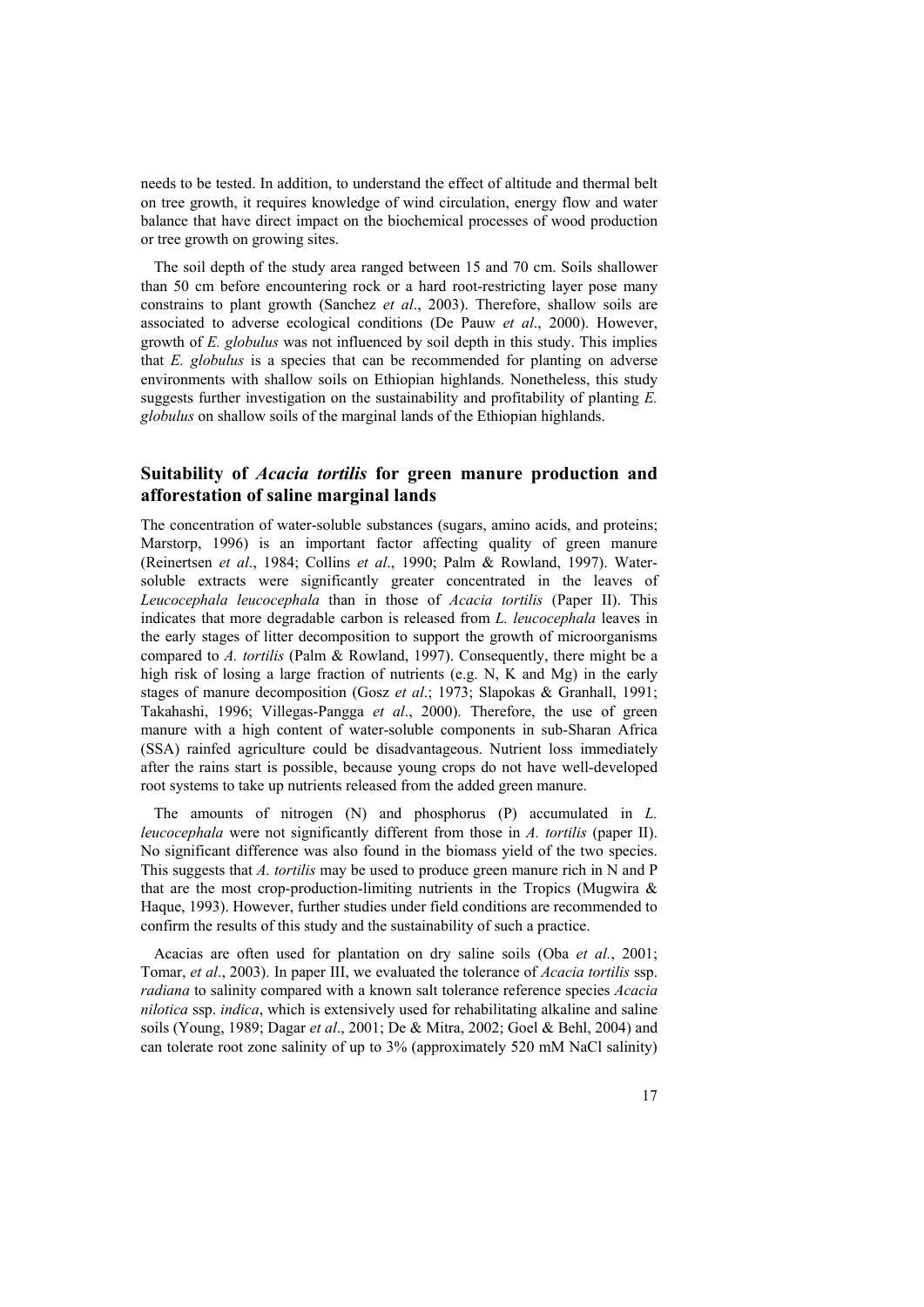needs to be tested. In addition, to understand the effect of altitude and thermal belt on tree growth, it requires knowledge of wind circulation, energy flow and water balance that have direct impact on the biochemical processes of wood production or tree growth on growing sites.

The soil depth of the study area ranged between 15 and 70 cm. Soils shallower than 50 cm before encountering rock or a hard root-restricting layer pose many constrains to plant growth (Sanchez *et al*., 2003). Therefore, shallow soils are associated to adverse ecological conditions (De Pauw *et al*., 2000). However, growth of *E. globulus* was not influenced by soil depth in this study. This implies that *E. globulus* is a species that can be recommended for planting on adverse environments with shallow soils on Ethiopian highlands. Nonetheless, this study suggests further investigation on the sustainability and profitability of planting *E. globulus* on shallow soils of the marginal lands of the Ethiopian highlands.

## Suitability of *Acacia tortilis* for green manure production and afforestation of saline marginal lands

The concentration of water-soluble substances (sugars, amino acids, and proteins; Marstorp, 1996) is an important factor affecting quality of green manure (Reinertsen *et al*., 1984; Collins *et al*., 1990; Palm & Rowland, 1997). Water-soluble extracts were significantly greater concentrated in the leaves of *Leucocephala leucocephala* than in those of *Acacia tortilis* (Paper II). This indicates that more degradable carbon is released from *L. leucocephala* leaves in the early stages of litter decomposition to support the growth of microorganisms compared to *A. tortilis* (Palm & Rowland, 1997). Consequently, there might be a high risk of losing a large fraction of nutrients (e.g. N, K and Mg) in the early stages of manure decomposition (Gosz *et al*.; 1973; Slapokas & Granhall, 1991; Takahashi, 1996; Villegas-Pangga *et al*., 2000). Therefore, the use of green manure with a high content of water-soluble components in sub-Sharan Africa (SSA) rainfed agriculture could be disadvantageous. Nutrient loss immediately after the rains start is possible, because young crops do not have well-developed root systems to take up nutrients released from the added green manure.

The amounts of nitrogen (N) and phosphorus (P) accumulated in *L. leucocephala* were not significantly different from those in *A. tortilis* (paper II). No significant difference was also found in the biomass yield of the two species. This suggests that *A. tortilis* may be used to produce green manure rich in N and P that are the most crop-production-limiting nutrients in the Tropics (Mugwira & Haque, 1993). However, further studies under field conditions are recommended to confirm the results of this study and the sustainability of such a practice.

Acacias are often used for plantation on dry saline soils (Oba *et al.*, 2001; Tomar, *et al*., 2003). In paper III, we evaluated the tolerance of *Acacia tortilis* ssp. *radiana* to salinity compared with a known salt tolerance reference species *Acacia nilotica* ssp. *indica*, which is extensively used for rehabilitating alkaline and saline soils (Young, 1989; Dagar *et al*., 2001; De & Mitra, 2002; Goel & Behl, 2004) and can tolerate root zone salinity of up to 3% (approximately 520 mM NaCl salinity)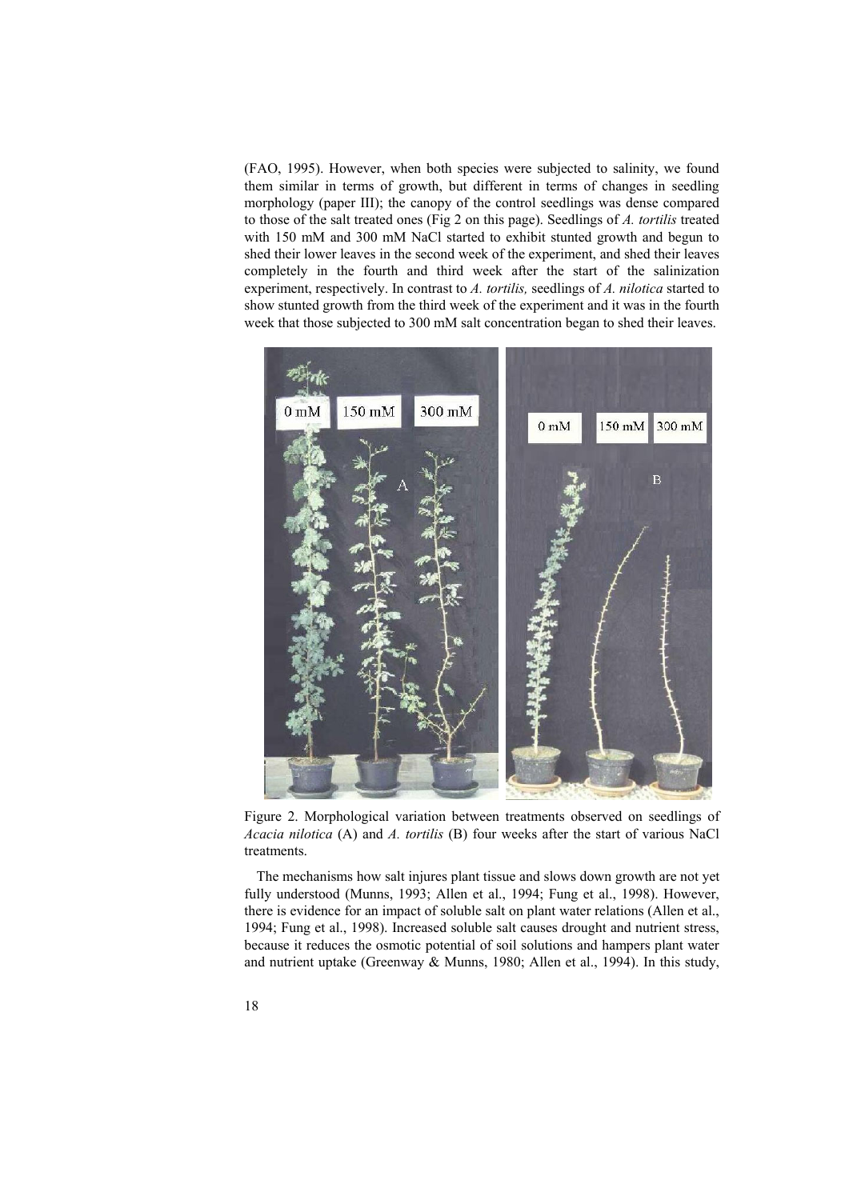(FAO, 1995). However, when both species were subjected to salinity, we found them similar in terms of growth, but different in terms of changes in seedling morphology (paper III); the canopy of the control seedlings was dense compared to those of the salt treated ones (Fig 2 on this page). Seedlings of *A. tortilis* treated with 150 mM and 300 mM NaCl started to exhibit stunted growth and begun to shed their lower leaves in the second week of the experiment, and shed their leaves completely in the fourth and third week after the start of the salinization experiment, respectively. In contrast to *A. tortilis,* seedlings of *A. nilotica* started to show stunted growth from the third week of the experiment and it was in the fourth week that those subjected to 300 mM salt concentration began to shed their leaves.

Figure 2. Morphological variation between treatments observed on seedlings of *Acacia nilotica* (A) and *A. tortilis* (B) four weeks after the start of various NaCl treatments.

The mechanisms how salt injures plant tissue and slows down growth are not yet fully understood (Munns, 1993; Allen et al., 1994; Fung et al., 1998). However, there is evidence for an impact of soluble salt on plant water relations (Allen et al., 1994; Fung et al., 1998). Increased soluble salt causes drought and nutrient stress, because it reduces the osmotic potential of soil solutions and hampers plant water and nutrient uptake (Greenway & Munns, 1980; Allen et al., 1994). In this study,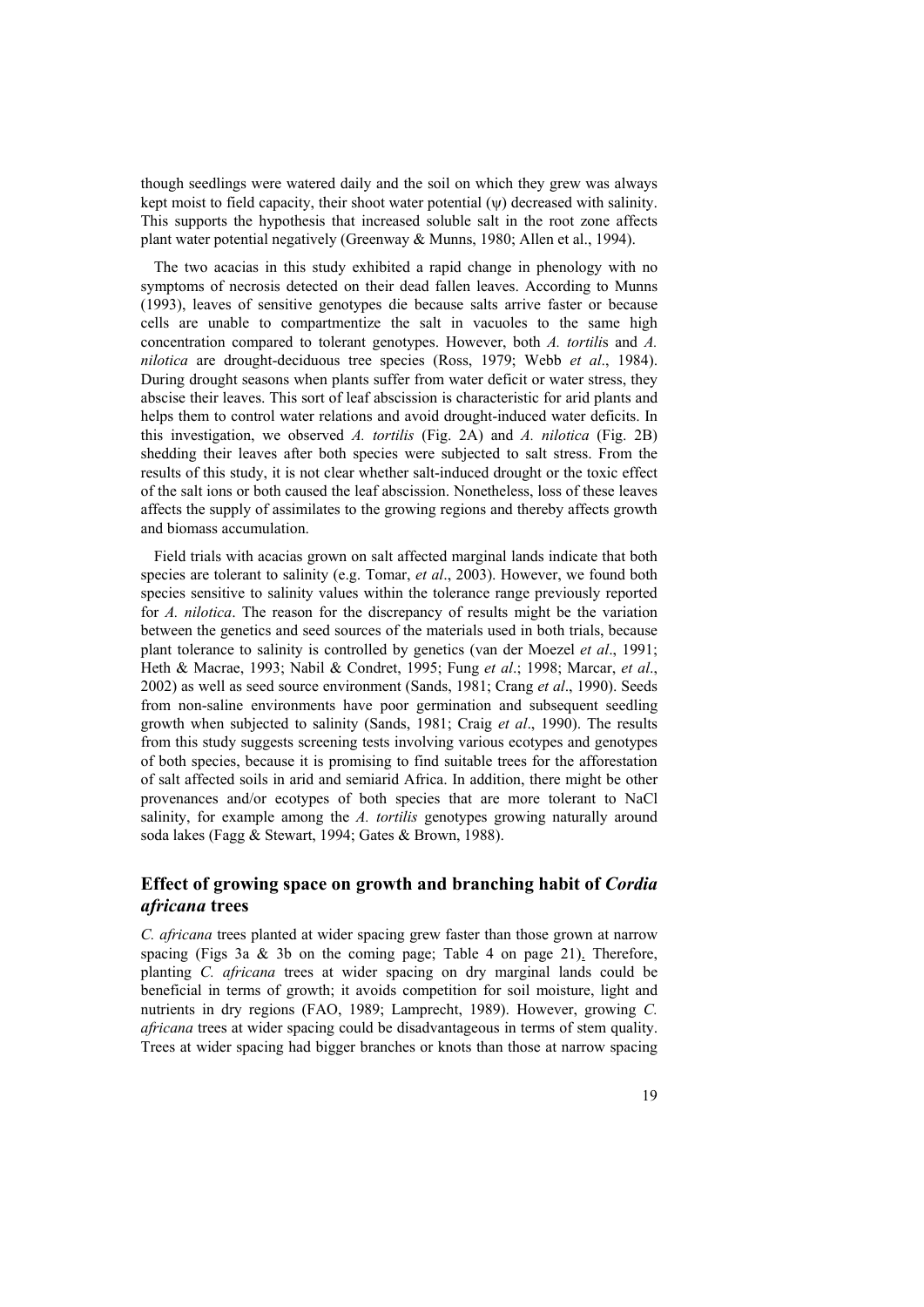though seedlings were watered daily and the soil on which they grew was always kept moist to field capacity, their shoot water potential ($\psi$) decreased with salinity. This supports the hypothesis that increased soluble salt in the root zone affects plant water potential negatively (Greenway & Munns, 1980; Allen et al., 1994).

The two acacias in this study exhibited a rapid change in phenology with no symptoms of necrosis detected on their dead fallen leaves. According to Munns (1993), leaves of sensitive genotypes die because salts arrive faster or because cells are unable to compartmentize the salt in vacuoles to the same high concentration compared to tolerant genotypes. However, both *A. tortilis* and *A. nilotica* are drought-deciduous tree species (Ross, 1979; Webb *et al*., 1984). During drought seasons when plants suffer from water deficit or water stress, they abscise their leaves. This sort of leaf abscission is characteristic for arid plants and helps them to control water relations and avoid drought-induced water deficits. In this investigation, we observed *A. tortilis* (Fig. 2A) and *A. nilotica* (Fig. 2B) shedding their leaves after both species were subjected to salt stress. From the results of this study, it is not clear whether salt-induced drought or the toxic effect of the salt ions or both caused the leaf abscission. Nonetheless, loss of these leaves affects the supply of assimilates to the growing regions and thereby affects growth and biomass accumulation.

Field trials with acacias grown on salt affected marginal lands indicate that both species are tolerant to salinity (e.g. Tomar, *et al*., 2003). However, we found both species sensitive to salinity values within the tolerance range previously reported for *A. nilotica*. The reason for the discrepancy of results might be the variation between the genetics and seed sources of the materials used in both trials, because plant tolerance to salinity is controlled by genetics (van der Moezel *et al*., 1991; Heth & Macrae, 1993; Nabil & Condret, 1995; Fung *et al*.; 1998; Marcar, *et al*., 2002) as well as seed source environment (Sands, 1981; Crang *et al*., 1990). Seeds from non-saline environments have poor germination and subsequent seedling growth when subjected to salinity (Sands, 1981; Craig *et al*., 1990). The results from this study suggests screening tests involving various ecotypes and genotypes of both species, because it is promising to find suitable trees for the afforestation of salt affected soils in arid and semiarid Africa. In addition, there might be other provenances and/or ecotypes of both species that are more tolerant to NaCl salinity, for example among the *A. tortilis* genotypes growing naturally around soda lakes (Fagg & Stewart, 1994; Gates & Brown, 1988).

## Effect of growing space on growth and branching habit of *Cordia africana* trees

*C. africana* trees planted at wider spacing grew faster than those grown at narrow spacing (Figs 3a & 3b on the coming page; Table 4 on page 21). Therefore, planting *C. africana* trees at wider spacing on dry marginal lands could be beneficial in terms of growth; it avoids competition for soil moisture, light and nutrients in dry regions (FAO, 1989; Lamprecht, 1989). However, growing *C. africana* trees at wider spacing could be disadvantageous in terms of stem quality. Trees at wider spacing had bigger branches or knots than those at narrow spacing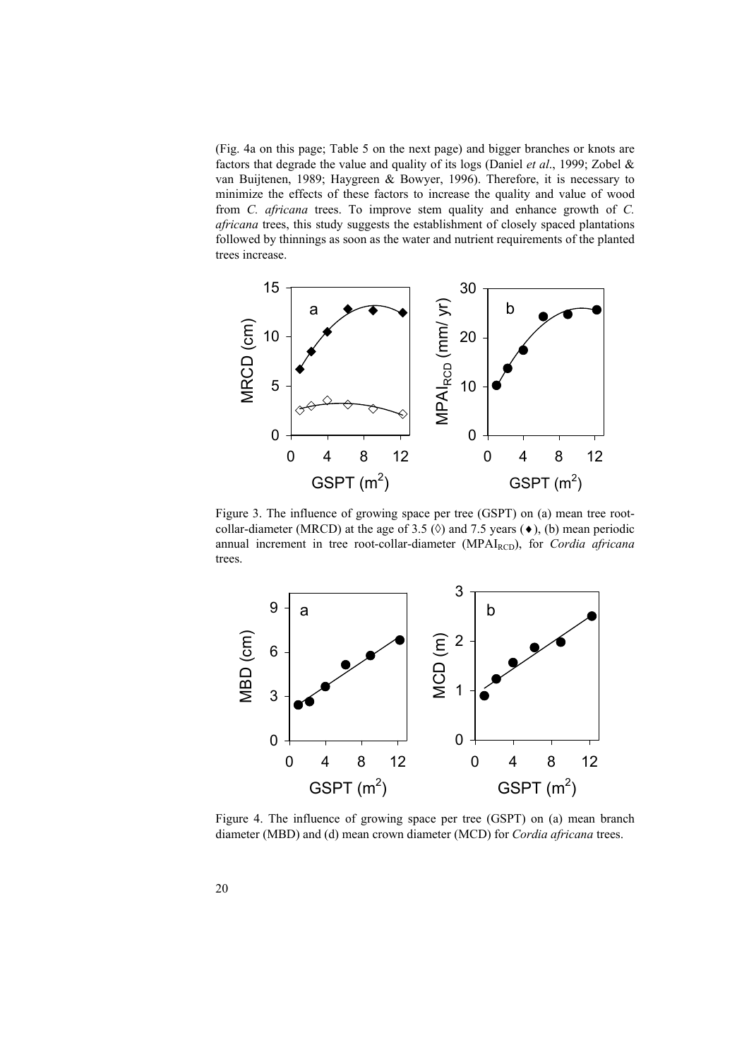(Fig. 4a on this page; Table 5 on the next page) and bigger branches or knots are factors that degrade the value and quality of its logs (Daniel *et al*., 1999; Zobel & van Buijtenen, 1989; Haygreen & Bowyer, 1996). Therefore, it is necessary to minimize the effects of these factors to increase the quality and value of wood from *C. africana* trees. To improve stem quality and enhance growth of *C. africana* trees, this study suggests the establishment of closely spaced plantations followed by thinnings as soon as the water and nutrient requirements of the planted trees increase.

Figure 3. The influence of growing space per tree (GSPT) on (a) mean tree root-collar-diameter (MRCD) at the age of 3.5 (◊) and 7.5 years (♦), (b) mean periodic annual increment in tree root-collar-diameter ($MPAI_{RCD}$), for *Cordia africana* trees.

Figure 4. The influence of growing space per tree (GSPT) on (a) mean branch diameter (MBD) and (d) mean crown diameter (MCD) for *Cordia africana* trees.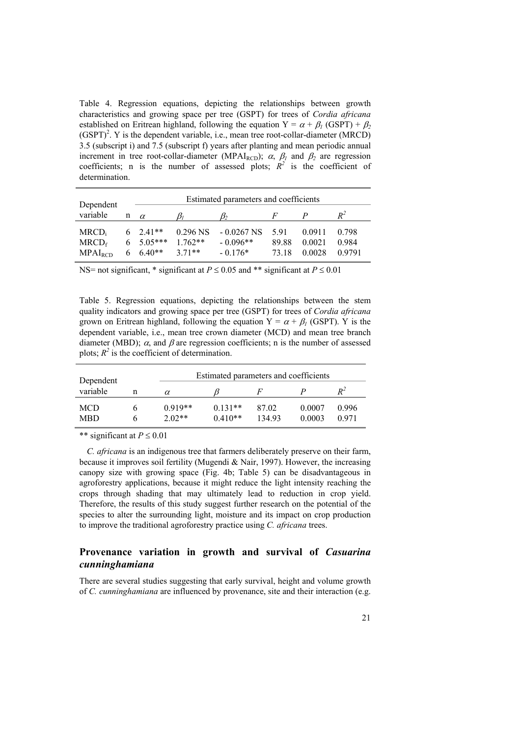Table 4. Regression equations, depicting the relationships between growth characteristics and growing space per tree (GSPT) for trees of *Cordia africana* established on Eritrean highland, following the equation $Y = \alpha + \beta_1 (GSPT) + \beta_2 (GSPT)^2$. Y is the dependent variable, i.e., mean tree root-collar-diameter (MRCD) 3.5 (subscript i) and 7.5 (subscript f) years after planting and mean periodic annual increment in tree root-collar-diameter ($MPAI_{RCD}$); $\alpha$, $\beta_1$ and $\beta_2$ are regression coefficients; n is the number of assessed plots; $R^2$ is the coefficient of determination.

| Dependent variable | n | Estimated parameters and coefficients | | | | | |
|---|---|---|---|---|---|---|---|
| | | $\alpha$ | $\beta_1$ | $\beta_2$ | $F$ | $P$ | $R^2$ |
| $MRCD_i$ | 6 | 2.41** | 0.296 NS | - 0.0267 NS | 5.91 | 0.0911 | 0.798 |
| $MRCD_f$ | 6 | 5.05*** | 1.762** | - 0.096** | 89.88 | 0.0021 | 0.984 |
| $MPAI_{RCD}$ | 6 | 6.40** | 3.71** | - 0.176* | 73.18 | 0.0028 | 0.9791 |

NS= not significant, * significant at $P \leq 0.05$ and ** significant at $P \leq 0.01$

Table 5. Regression equations, depicting the relationships between the stem quality indicators and growing space per tree (GSPT) for trees of *Cordia africana* grown on Eritrean highland, following the equation $Y = \alpha + \beta_1 (GSPT)$. Y is the dependent variable, i.e., mean tree crown diameter (MCD) and mean tree branch diameter (MBD); $\alpha$, and $\beta$ are regression coefficients; n is the number of assessed plots; $R^2$ is the coefficient of determination.

| Dependent variable | n | Estimated parameters and coefficients | | | | |
|---|---|---|---|---|---|---|
| | | $\alpha$ | $\beta$ | $F$ | $P$ | $R^2$ |
| MCD | 6 | 0.919** | 0.131** | 87.02 | 0.0007 | 0.996 |
| MBD | 6 | 2.02** | 0.410** | 134.93 | 0.0003 | 0.971 |

** significant at $P \leq 0.01$

*C. africana* is an indigenous tree that farmers deliberately preserve on their farm, because it improves soil fertility (Mugendi & Nair, 1997). However, the increasing canopy size with growing space (Fig. 4b; Table 5) can be disadvantageous in agroforestry applications, because it might reduce the light intensity reaching the crops through shading that may ultimately lead to reduction in crop yield. Therefore, the results of this study suggest further research on the potential of the species to alter the surrounding light, moisture and its impact on crop production to improve the traditional agroforestry practice using *C. africana* trees.

## Provenance variation in growth and survival of *Casuarina cunninghamiana*

There are several studies suggesting that early survival, height and volume growth of *C. cunninghamiana* are influenced by provenance, site and their interaction (e.g.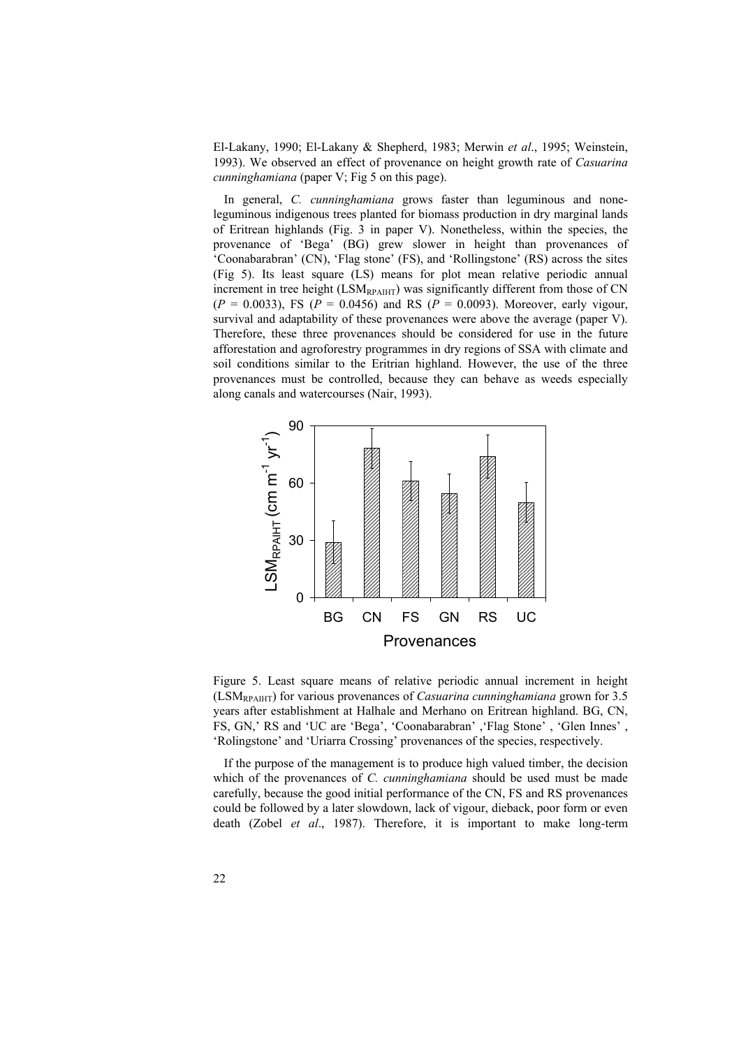El-Lakany, 1990; El-Lakany & Shepherd, 1983; Merwin *et al*., 1995; Weinstein, 1993). We observed an effect of provenance on height growth rate of *Casuarina cunninghamiana* (paper V; Fig 5 on this page).

In general, *C. cunninghamiana* grows faster than leguminous and none-leguminous indigenous trees planted for biomass production in dry marginal lands of Eritrean highlands (Fig. 3 in paper V). Nonetheless, within the species, the provenance of 'Bega' (BG) grew slower in height than provenances of 'Coonabarabran' (CN), 'Flag stone' (FS), and 'Rollingstone' (RS) across the sites (Fig 5). Its least square (LS) means for plot mean relative periodic annual increment in tree height ($LSM_{RPAIHT}$) was significantly different from those of CN ($P$ = 0.0033), FS ($P$ = 0.0456) and RS ($P$ = 0.0093). Moreover, early vigour, survival and adaptability of these provenances were above the average (paper V). Therefore, these three provenances should be considered for use in the future afforestation and agroforestry programmes in dry regions of SSA with climate and soil conditions similar to the Eritrian highland. However, the use of the three provenances must be controlled, because they can behave as weeds especially along canals and watercourses (Nair, 1993).

Figure 5. Least square means of relative periodic annual increment in height ($LSM_{RPAIHT}$) for various provenances of *Casuarina cunninghamiana* grown for 3.5 years after establishment at Halhale and Merhano on Eritrean highland. BG, CN, FS, GN,' RS and 'UC are 'Bega', 'Coonabarabran' ,'Flag Stone' , 'Glen Innes' , 'Rolingstone' and 'Uriarra Crossing' provenances of the species, respectively.

If the purpose of the management is to produce high valued timber, the decision which of the provenances of *C. cunninghamiana* should be used must be made carefully, because the good initial performance of the CN, FS and RS provenances could be followed by a later slowdown, lack of vigour, dieback, poor form or even death (Zobel *et al*., 1987). Therefore, it is important to make long-term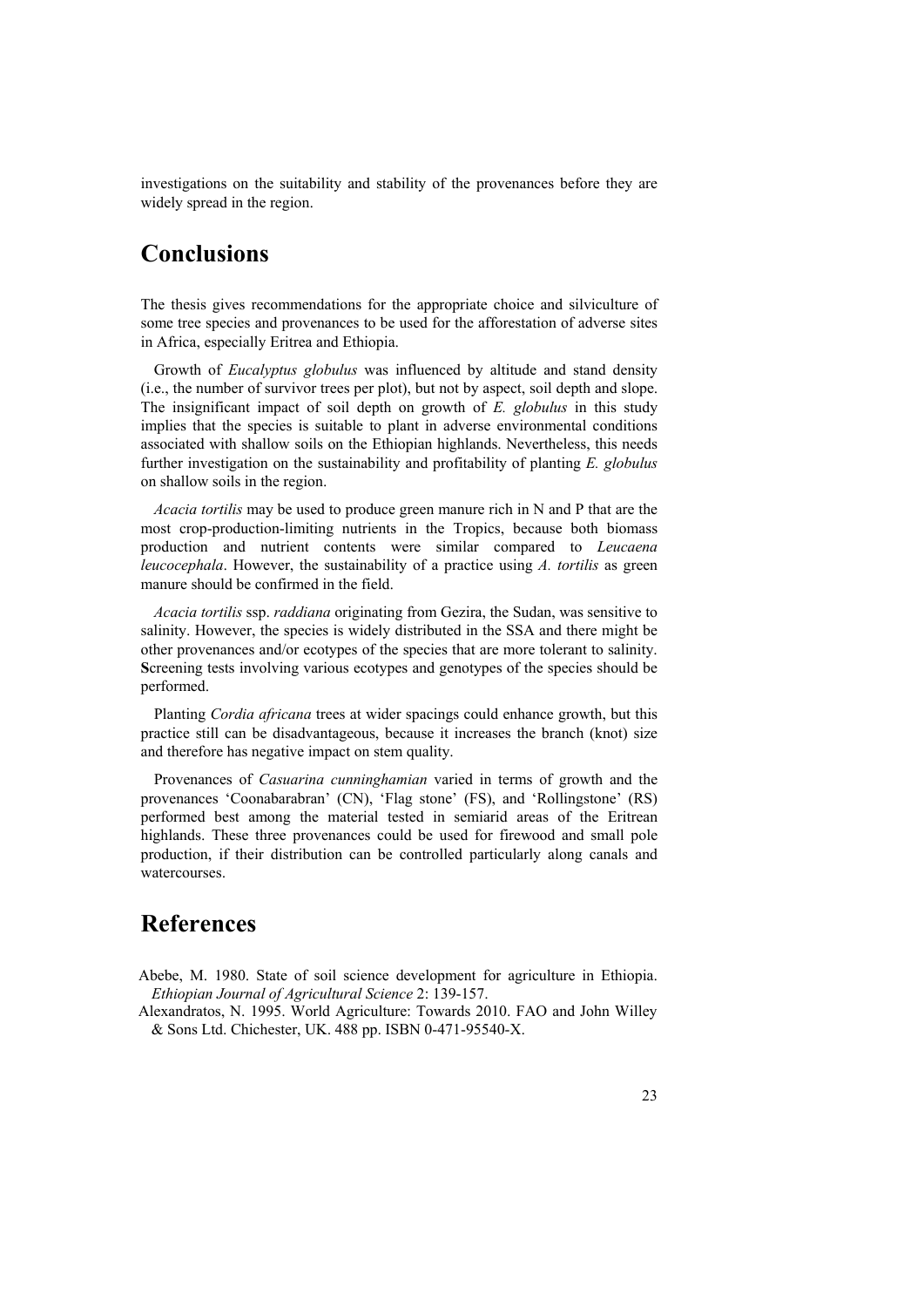investigations on the suitability and stability of the provenances before they are widely spread in the region.

# Conclusions

The thesis gives recommendations for the appropriate choice and silviculture of some tree species and provenances to be used for the afforestation of adverse sites in Africa, especially Eritrea and Ethiopia.

Growth of *Eucalyptus globulus* was influenced by altitude and stand density (i.e., the number of survivor trees per plot), but not by aspect, soil depth and slope. The insignificant impact of soil depth on growth of *E. globulus* in this study implies that the species is suitable to plant in adverse environmental conditions associated with shallow soils on the Ethiopian highlands. Nevertheless, this needs further investigation on the sustainability and profitability of planting *E. globulus* on shallow soils in the region.

*Acacia tortilis* may be used to produce green manure rich in N and P that are the most crop-production-limiting nutrients in the Tropics, because both biomass production and nutrient contents were similar compared to *Leucaena leucocephala*. However, the sustainability of a practice using *A. tortilis* as green manure should be confirmed in the field.

*Acacia tortilis* ssp. *raddiana* originating from Gezira, the Sudan, was sensitive to salinity. However, the species is widely distributed in the SSA and there might be other provenances and/or ecotypes of the species that are more tolerant to salinity. **S**creening tests involving various ecotypes and genotypes of the species should be performed.

Planting *Cordia africana* trees at wider spacings could enhance growth, but this practice still can be disadvantageous, because it increases the branch (knot) size and therefore has negative impact on stem quality.

Provenances of *Casuarina cunninghamian* varied in terms of growth and the provenances 'Coonabarabran' (CN), 'Flag stone' (FS), and 'Rollingstone' (RS) performed best among the material tested in semiarid areas of the Eritrean highlands. These three provenances could be used for firewood and small pole production, if their distribution can be controlled particularly along canals and watercourses.

# References

Abebe, M. 1980. State of soil science development for agriculture in Ethiopia. *Ethiopian Journal of Agricultural Science* 2: 139-157.

Alexandratos, N. 1995. World Agriculture: Towards 2010. FAO and John Willey & Sons Ltd. Chichester, UK. 488 pp. ISBN 0-471-95540-X.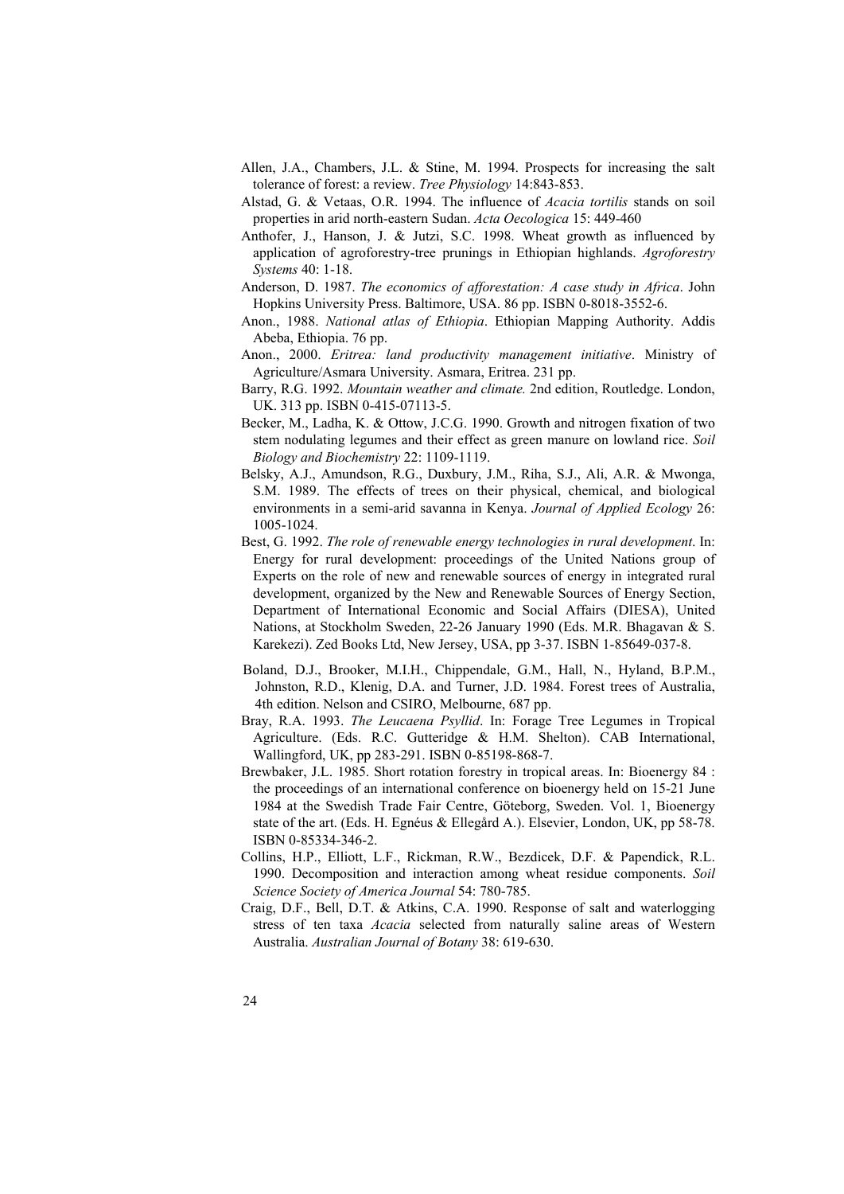Allen, J.A., Chambers, J.L. & Stine, M. 1994. Prospects for increasing the salt tolerance of forest: a review. *Tree Physiology* 14:843-853.

Alstad, G. & Vetaas, O.R. 1994. The influence of *Acacia tortilis* stands on soil properties in arid north-eastern Sudan. *Acta Oecologica* 15: 449-460

Anthofer, J., Hanson, J. & Jutzi, S.C. 1998. Wheat growth as influenced by application of agroforestry-tree prunings in Ethiopian highlands. *Agroforestry Systems* 40: 1-18.

Anderson, D. 1987. *The economics of afforestation: A case study in Africa*. John Hopkins University Press. Baltimore, USA. 86 pp. ISBN 0-8018-3552-6.

Anon., 1988. *National atlas of Ethiopia*. Ethiopian Mapping Authority. Addis Abeba, Ethiopia. 76 pp.

Anon., 2000. *Eritrea: land productivity management initiative*. Ministry of Agriculture/Asmara University. Asmara, Eritrea. 231 pp.

Barry, R.G. 1992. *Mountain weather and climate.* 2nd edition, Routledge. London, UK. 313 pp. ISBN 0-415-07113-5.

Becker, M., Ladha, K. & Ottow, J.C.G. 1990. Growth and nitrogen fixation of two stem nodulating legumes and their effect as green manure on lowland rice. *Soil Biology and Biochemistry* 22: 1109-1119.

Belsky, A.J., Amundson, R.G., Duxbury, J.M., Riha, S.J., Ali, A.R. & Mwonga, S.M. 1989. The effects of trees on their physical, chemical, and biological environments in a semi-arid savanna in Kenya. *Journal of Applied Ecology* 26: 1005-1024.

Best, G. 1992. *The role of renewable energy technologies in rural development*. In: Energy for rural development: proceedings of the United Nations group of Experts on the role of new and renewable sources of energy in integrated rural development, organized by the New and Renewable Sources of Energy Section, Department of International Economic and Social Affairs (DIESA), United Nations, at Stockholm Sweden, 22-26 January 1990 (Eds. M.R. Bhagavan & S. Karekezi). Zed Books Ltd, New Jersey, USA, pp 3-37. ISBN 1-85649-037-8.

Boland, D.J., Brooker, M.I.H., Chippendale, G.M., Hall, N., Hyland, B.P.M., Johnston, R.D., Klenig, D.A. and Turner, J.D. 1984. Forest trees of Australia, 4th edition. Nelson and CSIRO, Melbourne, 687 pp.

Bray, R.A. 1993. *The Leucaena Psyllid*. In: Forage Tree Legumes in Tropical Agriculture. (Eds. R.C. Gutteridge & H.M. Shelton). CAB International, Wallingford, UK, pp 283-291. ISBN 0-85198-868-7.

Brewbaker, J.L. 1985. Short rotation forestry in tropical areas. In: Bioenergy 84 : the proceedings of an international conference on bioenergy held on 15-21 June 1984 at the Swedish Trade Fair Centre, Göteborg, Sweden. Vol. 1, Bioenergy state of the art. (Eds. H. Egnéus & Ellegård A.). Elsevier, London, UK, pp 58-78. ISBN 0-85334-346-2.

Collins, H.P., Elliott, L.F., Rickman, R.W., Bezdicek, D.F. & Papendick, R.L. 1990. Decomposition and interaction among wheat residue components. *Soil Science Society of America Journal* 54: 780-785.

Craig, D.F., Bell, D.T. & Atkins, C.A. 1990. Response of salt and waterlogging stress of ten taxa *Acacia* selected from naturally saline areas of Western Australia. *Australian Journal of Botany* 38: 619-630.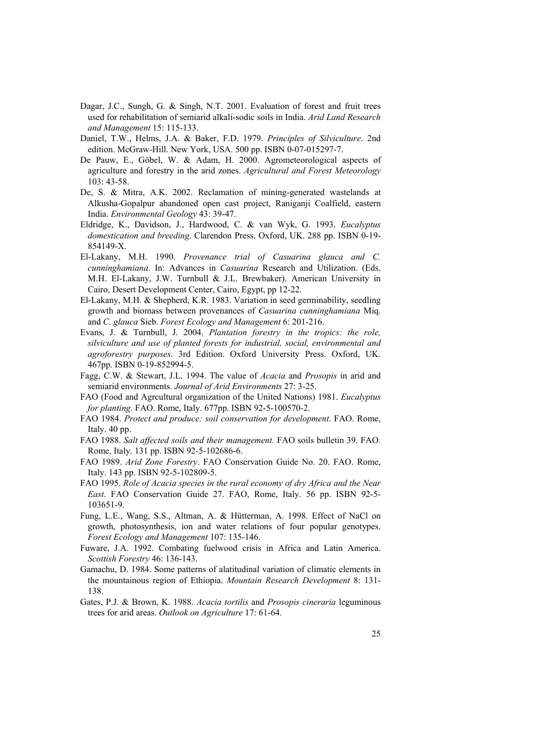Dagar, J.C., Sungh, G. & Singh, N.T. 2001. Evaluation of forest and fruit trees used for rehabilitation of semiarid alkali-sodic soils in India. *Arid Land Research and Management* 15: 115-133.

Daniel, T.W., Helms, J.A. & Baker, F.D. 1979. *Principles of Silviculture*. 2nd edition. McGraw-Hill. New York, USA. 500 pp. ISBN 0-07-015297-7.

De Pauw, E., Göbel, W. & Adam, H. 2000. Agrometeorological aspects of agriculture and forestry in the arid zones. *Agricultural and Forest Meteorology* 103: 43-58.

De, S. & Mitra, A.K. 2002. Reclamation of mining-generated wastelands at Alkusha-Gopalpur abandoned open cast project, Raniganji Coalfield, eastern India. *Environmental Geology* 43: 39-47.

Eldridge, K., Davidson, J., Hardwood, C. & van Wyk, G. 1993. *Eucalyptus domestication and breeding*. Clarendon Press. Oxford, UK. 288 pp. ISBN 0-19-854149-X.

El-Lakany, M.H. 1990. *Provenance trial of Casuarina glauca and C. cunninghamiana*. In: Advances in *Casuarina* Research and Utilization. (Eds. M.H. El-Lakany, J.W. Turnbull & J.L. Brewbaker). American University in Cairo, Desert Development Center, Cairo, Egypt, pp 12-22.

El-Lakany, M.H. & Shepherd, K.R. 1983. Variation in seed germinability, seedling growth and biomass between provenances of *Casuarina cunninghamiana* Miq. and *C. glauca* Sieb. *Forest Ecology and Management* 6: 201-216.

Evans, J. & Turnbull, J. 2004. *Plantation forestry in the tropics: the role, silviculture and use of planted forests for industrial, social, environmental and agroforestry purposes*. 3rd Edition. Oxford University Press. Oxford, UK. 467pp. ISBN 0-19-852994-5.

Fagg, C.W. & Stewart, J.L. 1994. The value of *Acacia* and *Prosopis* in arid and semiarid environments. *Journal of Arid Environments* 27: 3-25.

FAO (Food and Agrcultural organization of the United Nations) 1981. *Eucalyptus for planting.* FAO. Rome, Italy. 677pp. ISBN 92-5-100570-2.

FAO 1984. *Protect and produce: soil conservation for development*. FAO. Rome, Italy. 40 pp.

FAO 1988. *Salt affected soils and their management.* FAO soils bulletin 39. FAO. Rome, Italy. 131 pp. ISBN 92-5-102686-6.

FAO 1989. *Arid Zone Forestry*. FAO Conservation Guide No. 20. FAO. Rome, Italy. 143 pp. ISBN 92-5-102809-5.

FAO 1995. *Role of Acacia species in the rural economy of dry Africa and the Near East*. FAO Conservation Guide 27. FAO, Rome, Italy. 56 pp. ISBN 92-5-103651-9.

Fung, L.E., Wang, S.S., Altman, A. & Hütterman, A. 1998. Effect of NaCl on growth, photosynthesis, ion and water relations of four popular genotypes. *Forest Ecology and Management* 107: 135-146.

Fuware, J.A. 1992. Combating fuelwood crisis in Africa and Latin America. *Scottish Forestry* 46: 136-143.

Gamachu, D. 1984. Some patterns of alatitudinal variation of climatic elements in the mountainous region of Ethiopia. *Mountain Research Development* 8: 131-138.

Gates, P.J. & Brown, K. 1988. *Acacia tortilis* and *Prosopis cineraria* leguminous trees for arid areas. *Outlook on Agriculture* 17: 61-64.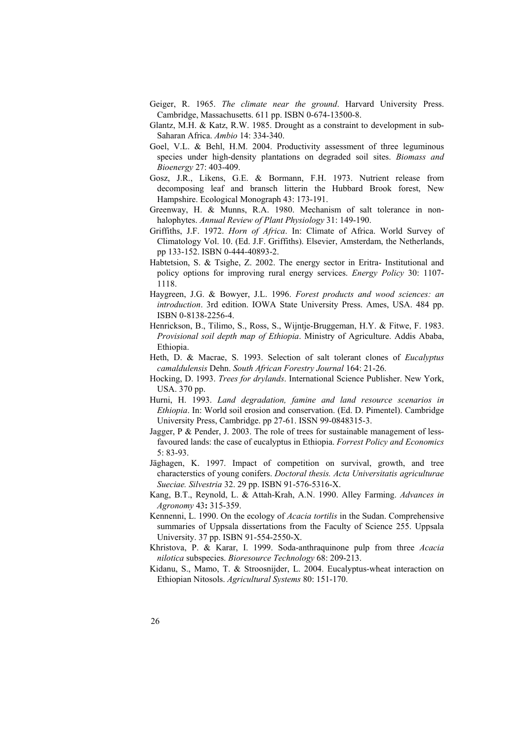Geiger, R. 1965. *The climate near the ground*. Harvard University Press. Cambridge, Massachusetts. 611 pp. ISBN 0-674-13500-8.

Glantz, M.H. & Katz, R.W. 1985. Drought as a constraint to development in sub-Saharan Africa. *Ambio* 14: 334-340.

Goel, V.L. & Behl, H.M. 2004. Productivity assessment of three leguminous species under high-density plantations on degraded soil sites. *Biomass and Bioenergy* 27: 403-409.

Gosz, J.R., Likens, G.E. & Bormann, F.H. 1973. Nutrient release from decomposing leaf and bransch litterin the Hubbard Brook forest, New Hampshire. Ecological Monograph 43: 173-191.

Greenway, H. & Munns, R.A. 1980. Mechanism of salt tolerance in non-halophytes. *Annual Review of Plant Physiology* 31: 149-190.

Griffiths, J.F. 1972. *Horn of Africa*. In: Climate of Africa. World Survey of Climatology Vol. 10. (Ed. J.F. Griffiths). Elsevier, Amsterdam, the Netherlands, pp 133-152. ISBN 0-444-40893-2.

Habtetsion, S. & Tsighe, Z. 2002. The energy sector in Eritra- Institutional and policy options for improving rural energy services. *Energy Policy* 30: 1107-1118.

Haygreen, J.G. & Bowyer, J.L. 1996. *Forest products and wood sciences: an introduction*. 3rd edition. IOWA State University Press. Ames, USA. 484 pp. ISBN 0-8138-2256-4.

Henrickson, B., Tilimo, S., Ross, S., Wijntje-Bruggeman, H.Y. & Fitwe, F. 1983. *Provisional soil depth map of Ethiopia*. Ministry of Agriculture. Addis Ababa, Ethiopia.

Heth, D. & Macrae, S. 1993. Selection of salt tolerant clones of *Eucalyptus camaldulensis* Dehn. *South African Forestry Journal* 164: 21-26.

Hocking, D. 1993. *Trees for drylands*. International Science Publisher. New York, USA. 370 pp.

Hurni, H. 1993. *Land degradation, famine and land resource scenarios in Ethiopia*. In: World soil erosion and conservation. (Ed. D. Pimentel). Cambridge University Press, Cambridge. pp 27-61. ISSN 99-0848315-3.

Jagger, P & Pender, J. 2003. The role of trees for sustainable management of less-favoured lands: the case of eucalyptus in Ethiopia. *Forrest Policy and Economics* 5: 83-93.

Jäghagen, K. 1997. Impact of competition on survival, growth, and tree characterstics of young conifers. *Doctoral thesis. Acta Universitatis agriculturae Sueciae. Silvestria* 32. 29 pp. ISBN 91-576-5316-X.

Kang, B.T., Reynold, L. & Attah-Krah, A.N. 1990. Alley Farming. *Advances in Agronomy* 43**:** 315-359.

Kennenni, L. 1990. On the ecology of *Acacia tortilis* in the Sudan. Comprehensive summaries of Uppsala dissertations from the Faculty of Science 255. Uppsala University. 37 pp. ISBN 91-554-2550-X.

Khristova, P. & Karar, I. 1999. Soda-anthraquinone pulp from three *Acacia nilotica* subspecies. *Bioresource Technology* 68: 209-213.

Kidanu, S., Mamo, T. & Stroosnijder, L. 2004. Eucalyptus-wheat interaction on Ethiopian Nitosols. *Agricultural Systems* 80: 151-170.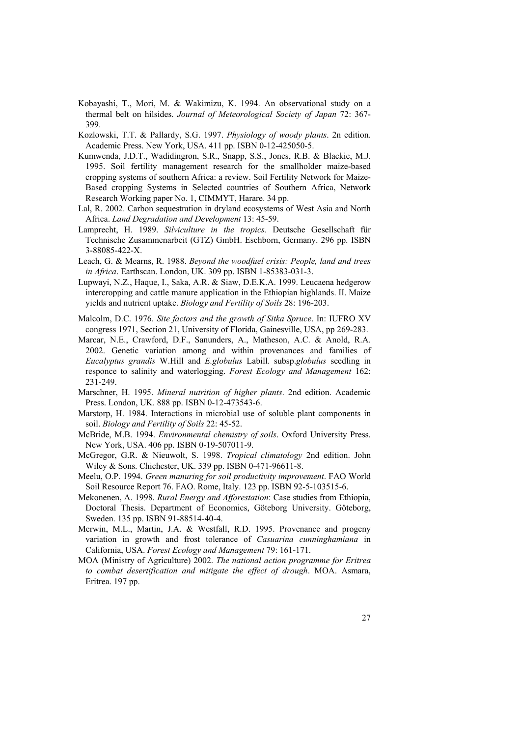Kobayashi, T., Mori, M. & Wakimizu, K. 1994. An observational study on a thermal belt on hilsides. *Journal of Meteorological Society of Japan* 72: 367-399.

Kozlowski, T.T. & Pallardy, S.G. 1997. *Physiology of woody plants*. 2n edition. Academic Press. New York, USA. 411 pp. ISBN 0-12-425050-5.

Kumwenda, J.D.T., Wadidingron, S.R., Snapp, S.S., Jones, R.B. & Blackie, M.J. 1995. Soil fertility management research for the smallholder maize-based cropping systems of southern Africa: a review. Soil Fertility Network for Maize-Based cropping Systems in Selected countries of Southern Africa, Network Research Working paper No. 1, CIMMYT, Harare. 34 pp.

Lal, R. 2002. Carbon sequestration in dryland ecosystems of West Asia and North Africa. *Land Degradation and Development* 13: 45-59.

Lamprecht, H. 1989. *Silviculture in the tropics.* Deutsche Gesellschaft für Technische Zusammenarbeit (GTZ) GmbH. Eschborn, Germany. 296 pp. ISBN 3-88085-422-X.

Leach, G. & Mearns, R. 1988. *Beyond the woodfuel crisis: People, land and trees in Africa*. Earthscan. London, UK. 309 pp. ISBN 1-85383-031-3.

Lupwayi, N.Z., Haque, I., Saka, A.R. & Siaw, D.E.K.A. 1999. Leucaena hedgerow intercropping and cattle manure application in the Ethiopian highlands. II. Maize yields and nutrient uptake. *Biology and Fertility of Soils* 28: 196-203.

Malcolm, D.C. 1976. *Site factors and the growth of Sitka Spruce*. In: IUFRO XV congress 1971, Section 21, University of Florida, Gainesville, USA, pp 269-283.

Marcar, N.E., Crawford, D.F., Sanunders, A., Matheson, A.C. & Anold, R.A. 2002. Genetic variation among and within provenances and families of *Eucalyptus grandis* W.Hill and *E.globulus* Labill. subsp.*globulus* seedling in responce to salinity and waterlogging. *Forest Ecology and Management* 162: 231-249.

Marschner, H. 1995. *Mineral nutrition of higher plants*. 2nd edition. Academic Press. London, UK. 888 pp. ISBN 0-12-473543-6.

Marstorp, H. 1984. Interactions in microbial use of soluble plant components in soil. *Biology and Fertility of Soils* 22: 45-52.

McBride, M.B. 1994. *Environmental chemistry of soils*. Oxford University Press. New York, USA. 406 pp. ISBN 0-19-507011-9.

McGregor, G.R. & Nieuwolt, S. 1998. *Tropical climatology* 2nd edition. John Wiley & Sons. Chichester, UK. 339 pp. ISBN 0-471-96611-8.

Meelu, O.P. 1994. *Green manuring for soil productivity improvement*. FAO World Soil Resource Report 76. FAO. Rome, Italy. 123 pp. ISBN 92-5-103515-6.

Mekonenen, A. 1998. *Rural Energy and Afforestation*: Case studies from Ethiopia, Doctoral Thesis. Department of Economics, Göteborg University. Göteborg, Sweden. 135 pp. ISBN 91-88514-40-4.

Merwin, M.L., Martin, J.A. & Westfall, R.D. 1995. Provenance and progeny variation in growth and frost tolerance of *Casuarina cunninghamiana* in California, USA. *Forest Ecology and Management* 79: 161-171.

MOA (Ministry of Agriculture) 2002. *The national action programme for Eritrea to combat desertification and mitigate the effect of drough*. MOA. Asmara, Eritrea. 197 pp.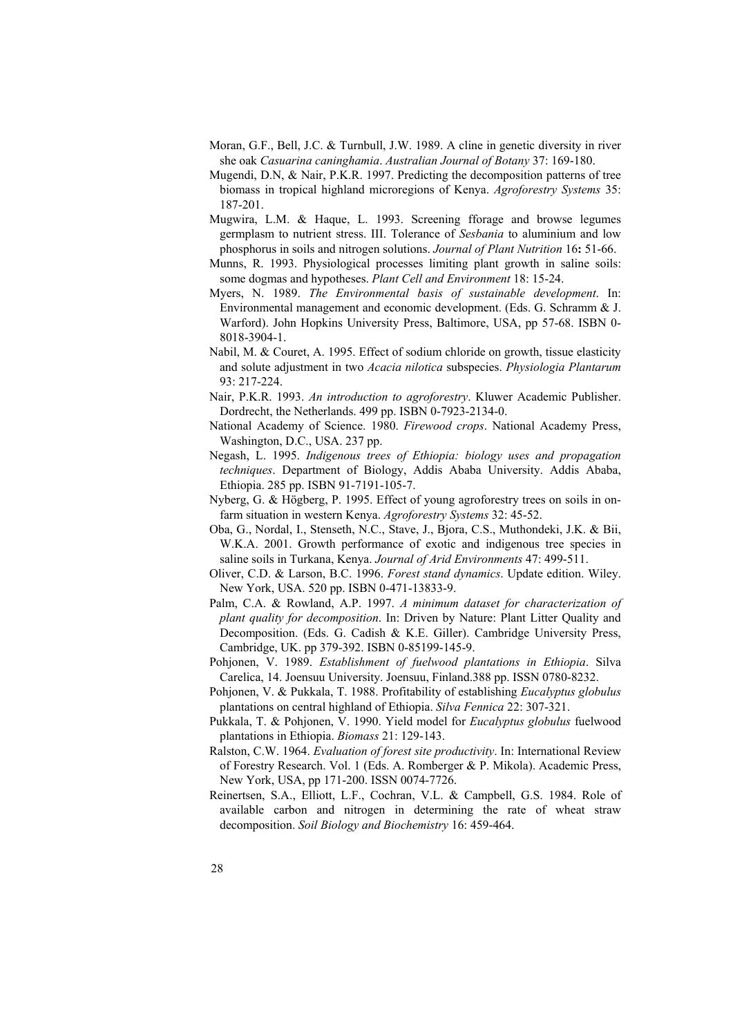Moran, G.F., Bell, J.C. & Turnbull, J.W. 1989. A cline in genetic diversity in river she oak *Casuarina caninghamia*. *Australian Journal of Botany* 37: 169-180.

Mugendi, D.N, & Nair, P.K.R. 1997. Predicting the decomposition patterns of tree biomass in tropical highland microregions of Kenya. *Agroforestry Systems* 35: 187-201.

Mugwira, L.M. & Haque, L. 1993. Screening fforage and browse legumes germplasm to nutrient stress. III. Tolerance of *Sesbania* to aluminium and low phosphorus in soils and nitrogen solutions. *Journal of Plant Nutrition* 16**:** 51-66.

Munns, R. 1993. Physiological processes limiting plant growth in saline soils: some dogmas and hypotheses. *Plant Cell and Environment* 18: 15-24.

Myers, N. 1989. *The Environmental basis of sustainable development*. In: Environmental management and economic development. (Eds. G. Schramm & J. Warford). John Hopkins University Press, Baltimore, USA, pp 57-68. ISBN 0-8018-3904-1.

Nabil, M. & Couret, A. 1995. Effect of sodium chloride on growth, tissue elasticity and solute adjustment in two *Acacia nilotica* subspecies. *Physiologia Plantarum* 93: 217-224.

Nair, P.K.R. 1993. *An introduction to agroforestry*. Kluwer Academic Publisher. Dordrecht, the Netherlands. 499 pp. ISBN 0-7923-2134-0.

National Academy of Science. 1980. *Firewood crops*. National Academy Press, Washington, D.C., USA. 237 pp.

Negash, L. 1995. *Indigenous trees of Ethiopia: biology uses and propagation techniques*. Department of Biology, Addis Ababa University. Addis Ababa, Ethiopia. 285 pp. ISBN 91-7191-105-7.

Nyberg, G. & Högberg, P. 1995. Effect of young agroforestry trees on soils in on-farm situation in western Kenya. *Agroforestry Systems* 32: 45-52.

Oba, G., Nordal, I., Stenseth, N.C., Stave, J., Bjora, C.S., Muthondeki, J.K. & Bii, W.K.A. 2001. Growth performance of exotic and indigenous tree species in saline soils in Turkana, Kenya. *Journal of Arid Environments* 47: 499-511.

Oliver, C.D. & Larson, B.C. 1996. *Forest stand dynamics*. Update edition. Wiley. New York, USA. 520 pp. ISBN 0-471-13833-9.

Palm, C.A. & Rowland, A.P. 1997. *A minimum dataset for characterization of plant quality for decomposition*. In: Driven by Nature: Plant Litter Quality and Decomposition. (Eds. G. Cadish & K.E. Giller). Cambridge University Press, Cambridge, UK. pp 379-392. ISBN 0-85199-145-9.

Pohjonen, V. 1989. *Establishment of fuelwood plantations in Ethiopia*. Silva Carelica, 14. Joensuu University. Joensuu, Finland.388 pp. ISSN 0780-8232.

Pohjonen, V. & Pukkala, T. 1988. Profitability of establishing *Eucalyptus globulus* plantations on central highland of Ethiopia. *Silva Fennica* 22: 307-321.

Pukkala, T. & Pohjonen, V. 1990. Yield model for *Eucalyptus globulus* fuelwood plantations in Ethiopia. *Biomass* 21: 129-143.

Ralston, C.W. 1964. *Evaluation of forest site productivity*. In: International Review of Forestry Research. Vol. 1 (Eds. A. Romberger & P. Mikola). Academic Press, New York, USA, pp 171-200. ISSN 0074-7726.

Reinertsen, S.A., Elliott, L.F., Cochran, V.L. & Campbell, G.S. 1984. Role of available carbon and nitrogen in determining the rate of wheat straw decomposition. *Soil Biology and Biochemistry* 16: 459-464.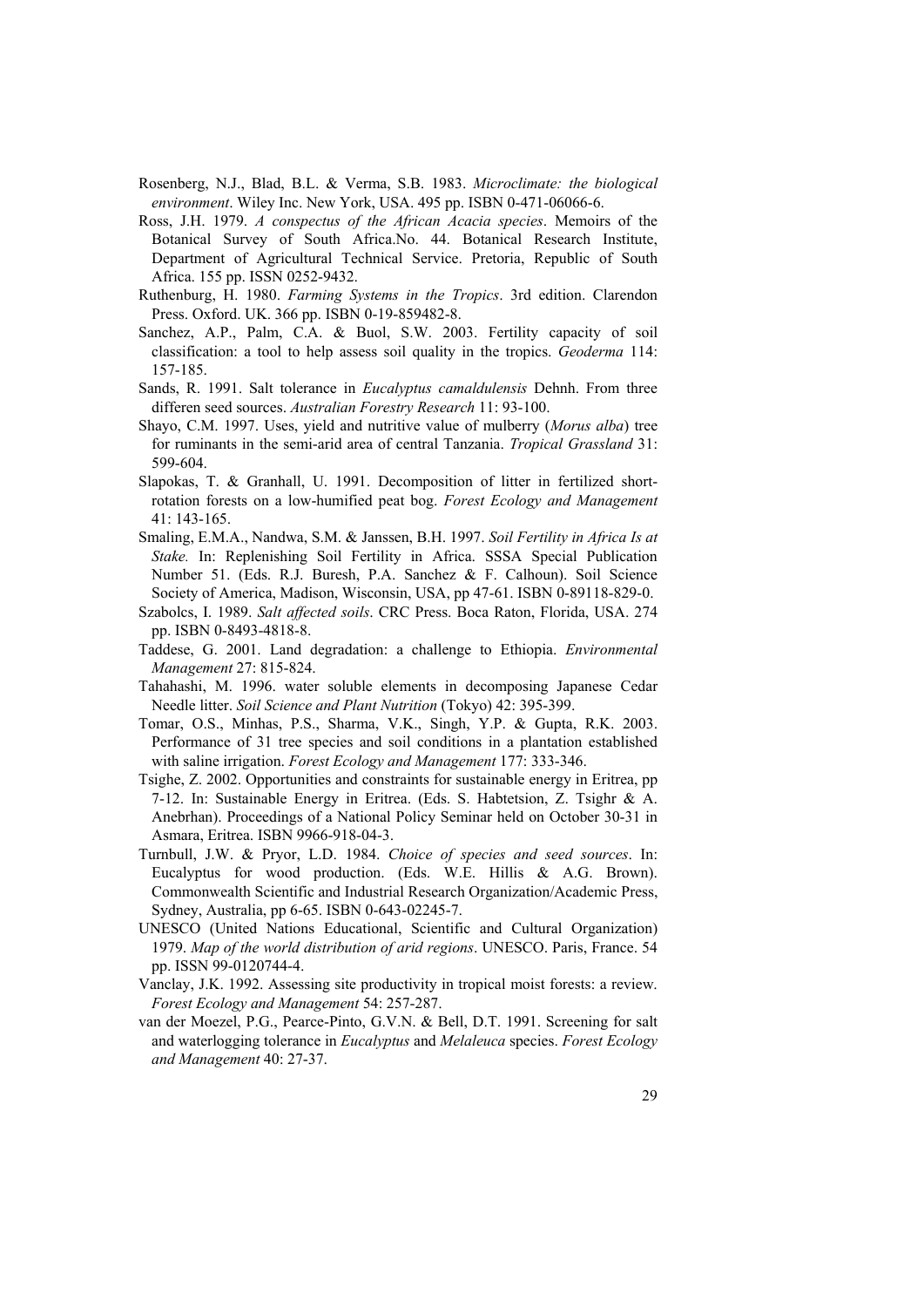Rosenberg, N.J., Blad, B.L. & Verma, S.B. 1983. *Microclimate: the biological environment*. Wiley Inc. New York, USA. 495 pp. ISBN 0-471-06066-6.

Ross, J.H. 1979. *A conspectus of the African Acacia species*. Memoirs of the Botanical Survey of South Africa.No. 44. Botanical Research Institute, Department of Agricultural Technical Service. Pretoria, Republic of South Africa. 155 pp. ISSN 0252-9432.

Ruthenburg, H. 1980. *Farming Systems in the Tropics*. 3rd edition. Clarendon Press. Oxford. UK. 366 pp. ISBN 0-19-859482-8.

Sanchez, A.P., Palm, C.A. & Buol, S.W. 2003. Fertility capacity of soil classification: a tool to help assess soil quality in the tropics. *Geoderma* 114: 157-185.

Sands, R. 1991. Salt tolerance in *Eucalyptus camaldulensis* Dehnh. From three differen seed sources. *Australian Forestry Research* 11: 93-100.

Shayo, C.M. 1997. Uses, yield and nutritive value of mulberry (*Morus alba*) tree for ruminants in the semi-arid area of central Tanzania. *Tropical Grassland* 31: 599-604.

Slapokas, T. & Granhall, U. 1991. Decomposition of litter in fertilized short-rotation forests on a low-humified peat bog. *Forest Ecology and Management* 41: 143-165.

Smaling, E.M.A., Nandwa, S.M. & Janssen, B.H. 1997. *Soil Fertility in Africa Is at Stake.* In: Replenishing Soil Fertility in Africa. SSSA Special Publication Number 51. (Eds. R.J. Buresh, P.A. Sanchez & F. Calhoun). Soil Science Society of America, Madison, Wisconsin, USA, pp 47-61. ISBN 0-89118-829-0.

Szabolcs, I. 1989. *Salt affected soils*. CRC Press. Boca Raton, Florida, USA. 274 pp. ISBN 0-8493-4818-8.

Taddese, G. 2001. Land degradation: a challenge to Ethiopia. *Environmental Management* 27: 815-824.

Tahahashi, M. 1996. water soluble elements in decomposing Japanese Cedar Needle litter. *Soil Science and Plant Nutrition* (Tokyo) 42: 395-399.

Tomar, O.S., Minhas, P.S., Sharma, V.K., Singh, Y.P. & Gupta, R.K. 2003. Performance of 31 tree species and soil conditions in a plantation established with saline irrigation. *Forest Ecology and Management* 177: 333-346.

Tsighe, Z. 2002. Opportunities and constraints for sustainable energy in Eritrea, pp 7-12. In: Sustainable Energy in Eritrea. (Eds. S. Habtetsion, Z. Tsighr & A. Anebrhan). Proceedings of a National Policy Seminar held on October 30-31 in Asmara, Eritrea. ISBN 9966-918-04-3.

Turnbull, J.W. & Pryor, L.D. 1984. *Choice of species and seed sources*. In: Eucalyptus for wood production. (Eds. W.E. Hillis & A.G. Brown). Commonwealth Scientific and Industrial Research Organization/Academic Press, Sydney, Australia, pp 6-65. ISBN 0-643-02245-7.

UNESCO (United Nations Educational, Scientific and Cultural Organization) 1979. *Map of the world distribution of arid regions*. UNESCO. Paris, France. 54 pp. ISSN 99-0120744-4.

Vanclay, J.K. 1992. Assessing site productivity in tropical moist forests: a review. *Forest Ecology and Management* 54: 257-287.

van der Moezel, P.G., Pearce-Pinto, G.V.N. & Bell, D.T. 1991. Screening for salt and waterlogging tolerance in *Eucalyptus* and *Melaleuca* species. *Forest Ecology and Management* 40: 27-37.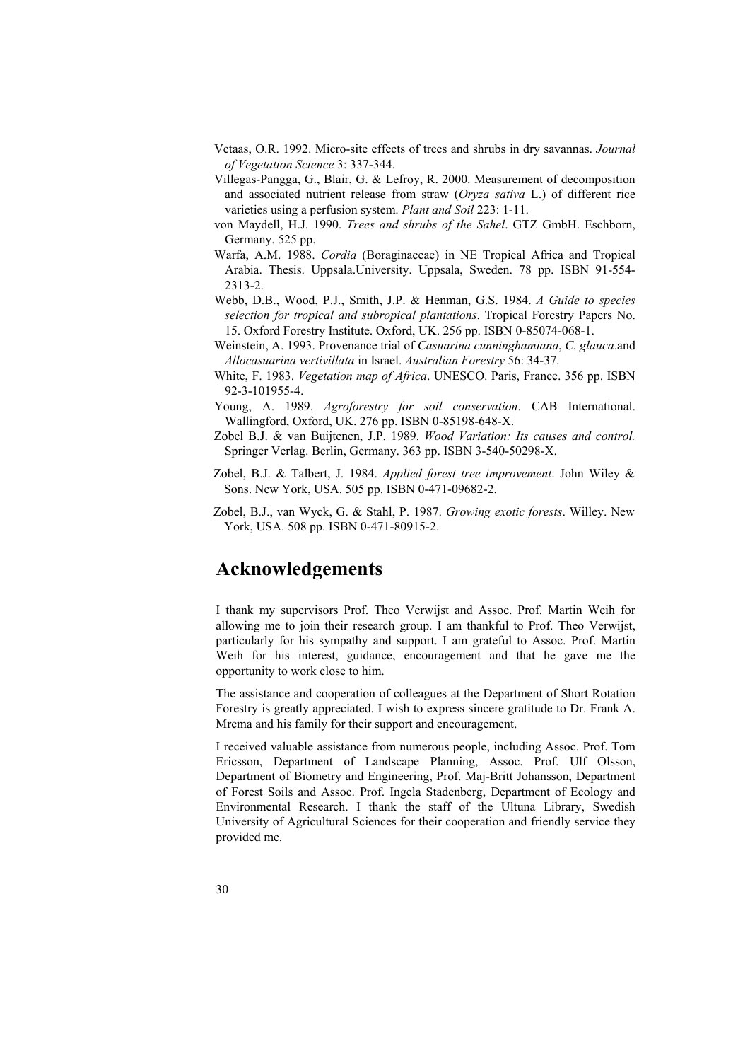Vetaas, O.R. 1992. Micro-site effects of trees and shrubs in dry savannas. *Journal of Vegetation Science* 3: 337-344.

Villegas-Pangga, G., Blair, G. & Lefroy, R. 2000. Measurement of decomposition and associated nutrient release from straw (*Oryza sativa* L.) of different rice varieties using a perfusion system. *Plant and Soil* 223: 1-11.

von Maydell, H.J. 1990. *Trees and shrubs of the Sahel*. GTZ GmbH. Eschborn, Germany. 525 pp.

Warfa, A.M. 1988. *Cordia* (Boraginaceae) in NE Tropical Africa and Tropical Arabia. Thesis. Uppsala.University. Uppsala, Sweden. 78 pp. ISBN 91-554-2313-2.

Webb, D.B., Wood, P.J., Smith, J.P. & Henman, G.S. 1984. *A Guide to species selection for tropical and subropical plantations*. Tropical Forestry Papers No. 15. Oxford Forestry Institute. Oxford, UK. 256 pp. ISBN 0-85074-068-1.

Weinstein, A. 1993. Provenance trial of *Casuarina cunninghamiana*, *C. glauca*.and *Allocasuarina vertivillata* in Israel. *Australian Forestry* 56: 34-37.

White, F. 1983. *Vegetation map of Africa*. UNESCO. Paris, France. 356 pp. ISBN 92-3-101955-4.

Young, A. 1989. *Agroforestry for soil conservation*. CAB International. Wallingford, Oxford, UK. 276 pp. ISBN 0-85198-648-X.

Zobel B.J. & van Buijtenen, J.P. 1989. *Wood Variation: Its causes and control.* Springer Verlag. Berlin, Germany. 363 pp. ISBN 3-540-50298-X.

Zobel, B.J. & Talbert, J. 1984. *Applied forest tree improvement*. John Wiley & Sons. New York, USA. 505 pp. ISBN 0-471-09682-2.

Zobel, B.J., van Wyck, G. & Stahl, P. 1987. *Growing exotic forests*. Willey. New York, USA. 508 pp. ISBN 0-471-80915-2.

# Acknowledgements

I thank my supervisors Prof. Theo Verwijst and Assoc. Prof. Martin Weih for allowing me to join their research group. I am thankful to Prof. Theo Verwijst, particularly for his sympathy and support. I am grateful to Assoc. Prof. Martin Weih for his interest, guidance, encouragement and that he gave me the opportunity to work close to him.

The assistance and cooperation of colleagues at the Department of Short Rotation Forestry is greatly appreciated. I wish to express sincere gratitude to Dr. Frank A. Mrema and his family for their support and encouragement.

I received valuable assistance from numerous people, including Assoc. Prof. Tom Ericsson, Department of Landscape Planning, Assoc. Prof. Ulf Olsson, Department of Biometry and Engineering, Prof. Maj-Britt Johansson, Department of Forest Soils and Assoc. Prof. Ingela Stadenberg, Department of Ecology and Environmental Research. I thank the staff of the Ultuna Library, Swedish University of Agricultural Sciences for their cooperation and friendly service they provided me.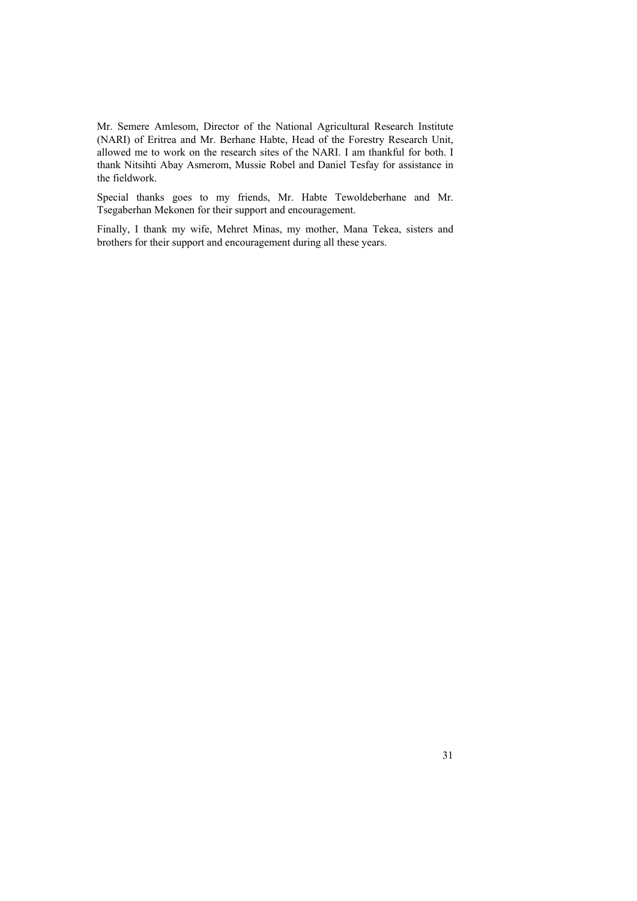Mr. Semere Amlesom, Director of the National Agricultural Research Institute (NARI) of Eritrea and Mr. Berhane Habte, Head of the Forestry Research Unit, allowed me to work on the research sites of the NARI. I am thankful for both. I thank Nitsihti Abay Asmerom, Mussie Robel and Daniel Tesfay for assistance in the fieldwork.

Special thanks goes to my friends, Mr. Habte Tewoldeberhane and Mr. Tsegaberhan Mekonen for their support and encouragement.

Finally, I thank my wife, Mehret Minas, my mother, Mana Tekea, sisters and brothers for their support and encouragement during all these years.